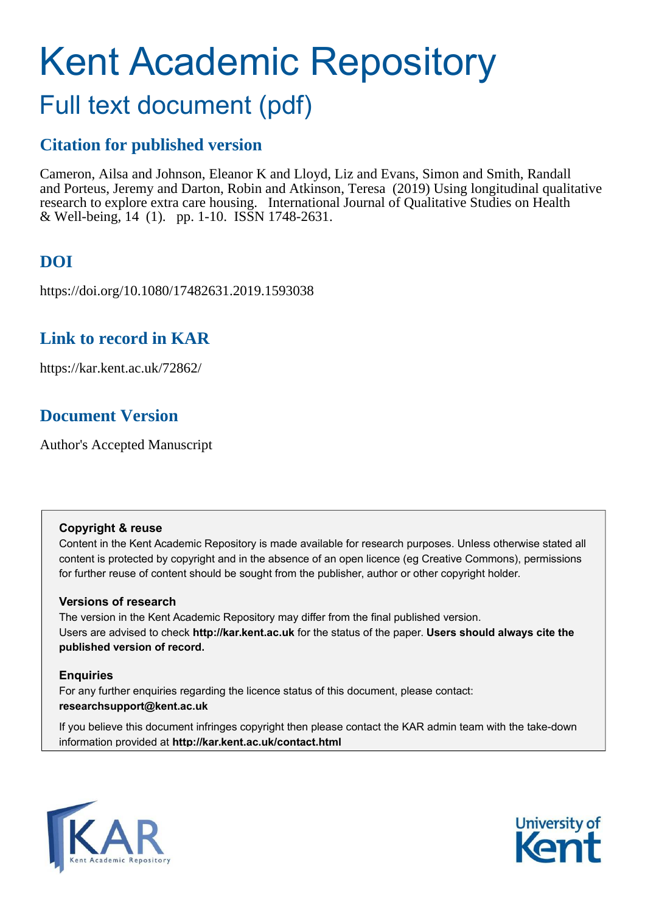# Kent Academic Repository

## Full text document (pdf)

### Citation for published version

Cameron, Ailsa and Johnson, Eleanor K and Lloyd, Liz and Evans, Simon and Smith, Randall and Porteus, Jeremy and Darton, Robin and Atkinson, Teresa (2019) Using longitudinal qualitative research to explore extra care housing. International Journal of Qualitative Studies on Health & Well-being, 14 (1). pp. 1-10. ISSN 1748-2631.

### DOI

https://doi.org/10.1080/17482631.2019.1593038

### Link to record in KAR

https://kar.kent.ac.uk/72862/

### Document Version

Author's Accepted Manuscript

**Copyright & reuse**

Content in the Kent Academic Repository is made available for research purposes. Unless otherwise stated all content is protected by copyright and in the absence of an open licence (eg Creative Commons), permissions for further reuse of content should be sought from the publisher, author or other copyright holder.

**Versions of research**

The version in the Kent Academic Repository may differ from the final published version. Users are advised to check **http://kar.kent.ac.uk** for the status of the paper. **Users should always cite the published version of record.**

**Enquiries**

For any further enquiries regarding the licence status of this document, please contact: **researchsupport@kent.ac.uk**

If you believe this document infringes copyright then please contact the KAR admin team with the take-down information provided at **http://kar.kent.ac.uk/contact.html**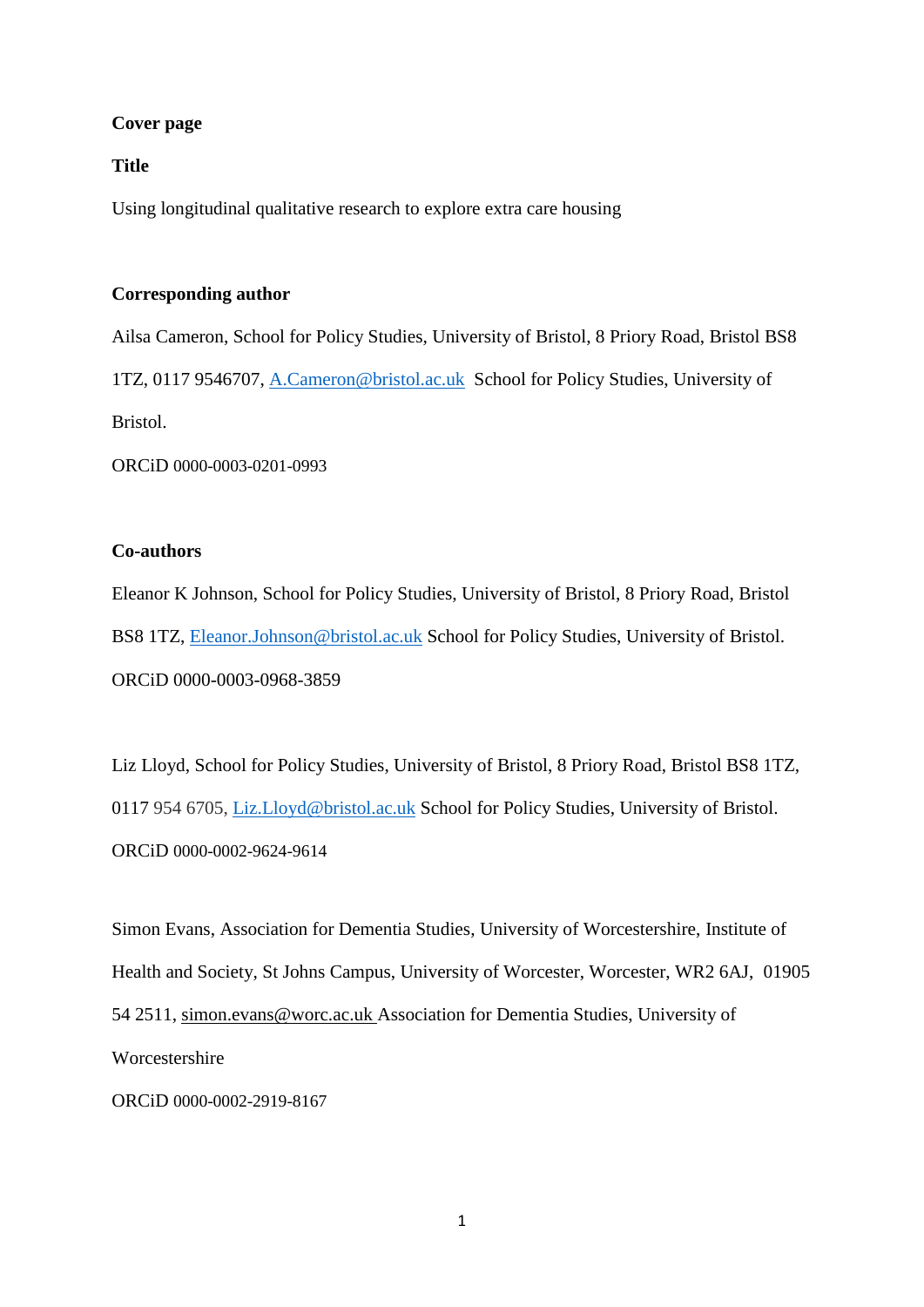**Cover page**

**Title**

Using longitudinal qualitative research to explore extra care housing

**Corresponding author**

Ailsa Cameron, School for Policy Studies, University of Bristol, 8 Priory Road, Bristol BS8 1TZ, 0117 9546707, A.Cameron@bristol.ac.uk School for Policy Studies, University of Bristol.

ORCiD 0000-0003-0201-0993

**Co-authors**

Eleanor K Johnson, School for Policy Studies, University of Bristol, 8 Priory Road, Bristol BS8 1TZ, Eleanor.Johnson@bristol.ac.uk School for Policy Studies, University of Bristol.

ORCiD 0000-0003-0968-3859

Liz Lloyd, School for Policy Studies, University of Bristol, 8 Priory Road, Bristol BS8 1TZ, 0117 954 6705, Liz.Lloyd@bristol.ac.uk School for Policy Studies, University of Bristol.

ORCiD 0000-0002-9624-9614

Simon Evans, Association for Dementia Studies, University of Worcestershire, Institute of Health and Society, St Johns Campus, University of Worcester, Worcester, WR2 6AJ, 01905 54 2511, simon.evans@worc.ac.uk Association for Dementia Studies, University of Worcestershire

ORCiD 0000-0002-2919-8167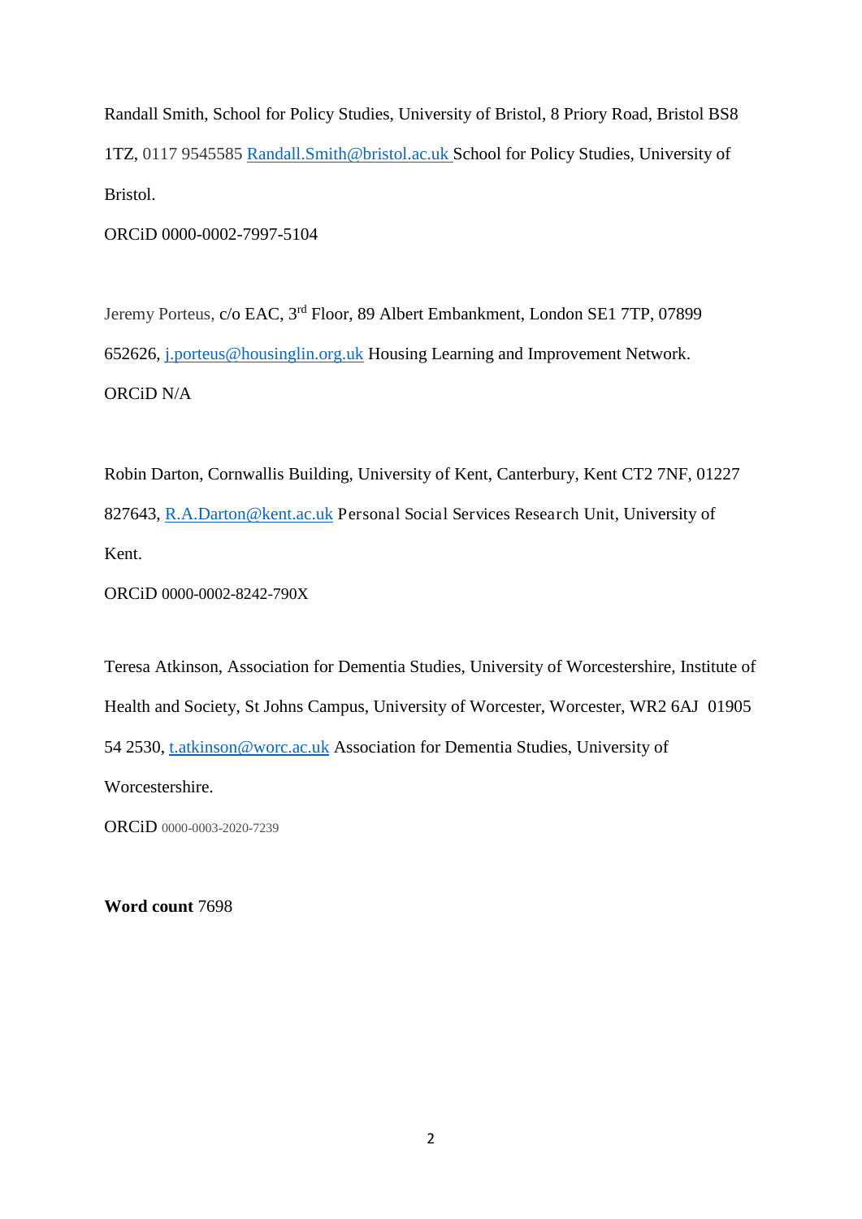Randall Smith, School for Policy Studies, University of Bristol, 8 Priory Road, Bristol BS8 1TZ, 0117 9545585 Randall.Smith@bristol.ac.uk School for Policy Studies, University of Bristol.

ORCiD 0000-0002-7997-5104

Jeremy Porteus, c/o EAC, 3rd Floor, 89 Albert Embankment, London SE1 7TP, 07899 652626, j.porteus@housinglin.org.uk Housing Learning and Improvement Network.

ORCiD N/A

Robin Darton, Cornwallis Building, University of Kent, Canterbury, Kent CT2 7NF, 01227 827643, R.A.Darton@kent.ac.uk Personal Social Services Research Unit, University of Kent.

ORCiD 0000-0002-8242-790X

Teresa Atkinson, Association for Dementia Studies, University of Worcestershire, Institute of Health and Society, St Johns Campus, University of Worcester, Worcester, WR2 6AJ 01905 54 2530, t.atkinson@worc.ac.uk Association for Dementia Studies, University of Worcestershire.

ORCiD 0000-0003-2020-7239

**Word count** 7698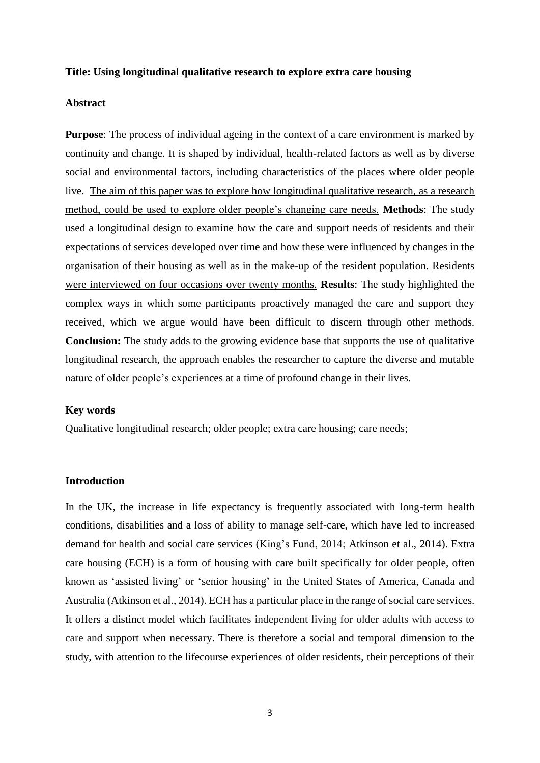**Title: Using longitudinal qualitative research to explore extra care housing**

**Abstract**

**Purpose**: The process of individual ageing in the context of a care environment is marked by continuity and change. It is shaped by individual, health-related factors as well as by diverse social and environmental factors, including characteristics of the places where older people live. The aim of this paper was to explore how longitudinal qualitative research, as a research method, could be used to explore older people's changing care needs. **Methods**: The study used a longitudinal design to examine how the care and support needs of residents and their expectations of services developed over time and how these were influenced by changes in the organisation of their housing as well as in the make-up of the resident population. Residents were interviewed on four occasions over twenty months. **Results**: The study highlighted the complex ways in which some participants proactively managed the care and support they received, which we argue would have been difficult to discern through other methods. **Conclusion:** The study adds to the growing evidence base that supports the use of qualitative longitudinal research, the approach enables the researcher to capture the diverse and mutable nature of older people's experiences at a time of profound change in their lives.

**Key words**

Qualitative longitudinal research; older people; extra care housing; care needs;

**Introduction**

In the UK, the increase in life expectancy is frequently associated with long-term health conditions, disabilities and a loss of ability to manage self-care, which have led to increased demand for health and social care services (King's Fund, 2014; Atkinson et al., 2014). Extra care housing (ECH) is a form of housing with care built specifically for older people, often known as 'assisted living' or 'senior housing' in the United States of America, Canada and Australia (Atkinson et al., 2014). ECH has a particular place in the range of social care services. It offers a distinct model which facilitates independent living for older adults with access to care and support when necessary. There is therefore a social and temporal dimension to the study, with attention to the lifecourse experiences of older residents, their perceptions of their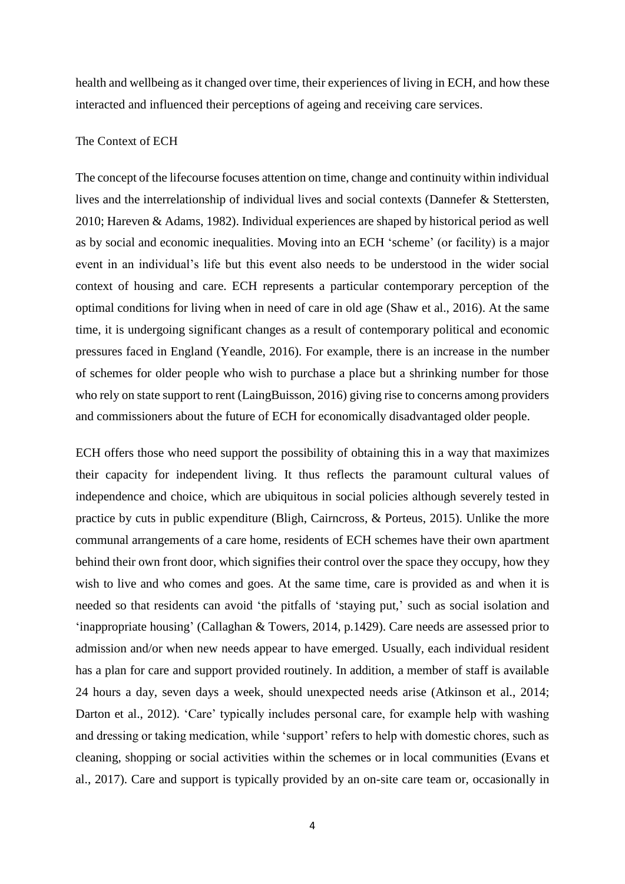health and wellbeing as it changed over time, their experiences of living in ECH, and how these interacted and influenced their perceptions of ageing and receiving care services.

## The Context of ECH

The concept of the lifecourse focuses attention on time, change and continuity within individual lives and the interrelationship of individual lives and social contexts (Dannefer & Stettersten, 2010; Hareven & Adams, 1982). Individual experiences are shaped by historical period as well as by social and economic inequalities. Moving into an ECH 'scheme' (or facility) is a major event in an individual's life but this event also needs to be understood in the wider social context of housing and care. ECH represents a particular contemporary perception of the optimal conditions for living when in need of care in old age (Shaw et al., 2016). At the same time, it is undergoing significant changes as a result of contemporary political and economic pressures faced in England (Yeandle, 2016). For example, there is an increase in the number of schemes for older people who wish to purchase a place but a shrinking number for those who rely on state support to rent (LaingBuisson, 2016) giving rise to concerns among providers and commissioners about the future of ECH for economically disadvantaged older people.

ECH offers those who need support the possibility of obtaining this in a way that maximizes their capacity for independent living. It thus reflects the paramount cultural values of independence and choice, which are ubiquitous in social policies although severely tested in practice by cuts in public expenditure (Bligh, Cairncross, & Porteus, 2015). Unlike the more communal arrangements of a care home, residents of ECH schemes have their own apartment behind their own front door, which signifies their control over the space they occupy, how they wish to live and who comes and goes. At the same time, care is provided as and when it is needed so that residents can avoid 'the pitfalls of 'staying put,' such as social isolation and 'inappropriate housing' (Callaghan & Towers, 2014, p.1429). Care needs are assessed prior to admission and/or when new needs appear to have emerged. Usually, each individual resident has a plan for care and support provided routinely. In addition, a member of staff is available 24 hours a day, seven days a week, should unexpected needs arise (Atkinson et al., 2014; Darton et al., 2012). 'Care' typically includes personal care, for example help with washing and dressing or taking medication, while 'support' refers to help with domestic chores, such as cleaning, shopping or social activities within the schemes or in local communities (Evans et al., 2017). Care and support is typically provided by an on-site care team or, occasionally in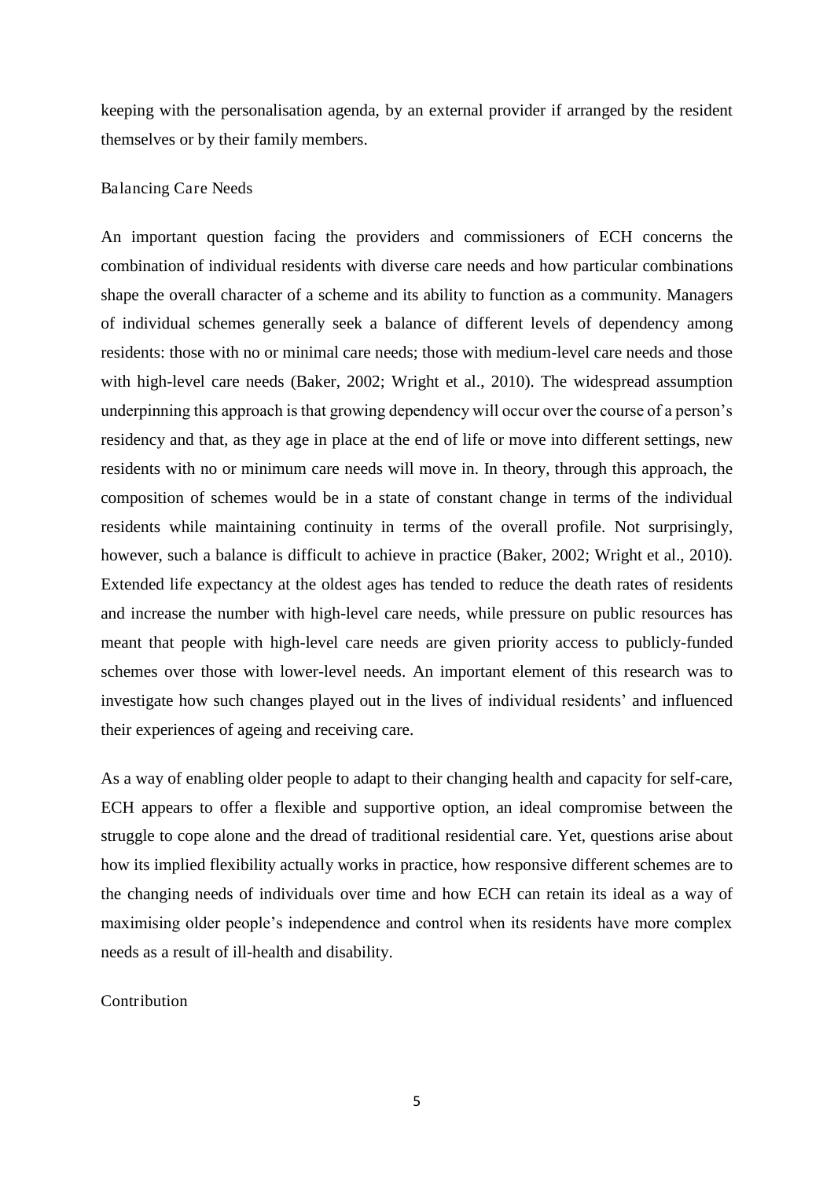keeping with the personalisation agenda, by an external provider if arranged by the resident themselves or by their family members.

## Balancing Care Needs

An important question facing the providers and commissioners of ECH concerns the combination of individual residents with diverse care needs and how particular combinations shape the overall character of a scheme and its ability to function as a community. Managers of individual schemes generally seek a balance of different levels of dependency among residents: those with no or minimal care needs; those with medium-level care needs and those with high-level care needs (Baker, 2002; Wright et al., 2010). The widespread assumption underpinning this approach is that growing dependency will occur over the course of a person's residency and that, as they age in place at the end of life or move into different settings, new residents with no or minimum care needs will move in. In theory, through this approach, the composition of schemes would be in a state of constant change in terms of the individual residents while maintaining continuity in terms of the overall profile. Not surprisingly, however, such a balance is difficult to achieve in practice (Baker, 2002; Wright et al., 2010). Extended life expectancy at the oldest ages has tended to reduce the death rates of residents and increase the number with high-level care needs, while pressure on public resources has meant that people with high-level care needs are given priority access to publicly-funded schemes over those with lower-level needs. An important element of this research was to investigate how such changes played out in the lives of individual residents' and influenced their experiences of ageing and receiving care.

As a way of enabling older people to adapt to their changing health and capacity for self-care, ECH appears to offer a flexible and supportive option, an ideal compromise between the struggle to cope alone and the dread of traditional residential care. Yet, questions arise about how its implied flexibility actually works in practice, how responsive different schemes are to the changing needs of individuals over time and how ECH can retain its ideal as a way of maximising older people's independence and control when its residents have more complex needs as a result of ill-health and disability.

## Contribution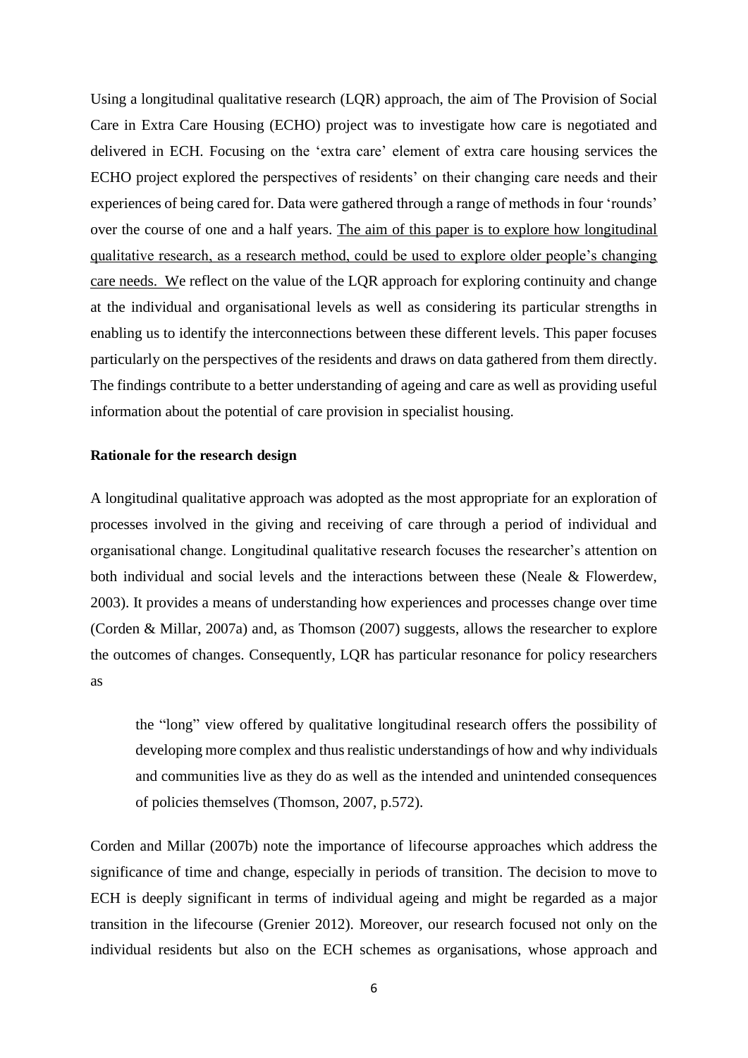Using a longitudinal qualitative research (LQR) approach, the aim of The Provision of Social Care in Extra Care Housing (ECHO) project was to investigate how care is negotiated and delivered in ECH. Focusing on the 'extra care' element of extra care housing services the ECHO project explored the perspectives of residents' on their changing care needs and their experiences of being cared for. Data were gathered through a range of methods in four 'rounds' over the course of one and a half years. <u>The aim of this paper is to explore how longitudinal qualitative research, as a research method, could be used to explore older people's changing care needs. W</u>e reflect on the value of the LQR approach for exploring continuity and change at the individual and organisational levels as well as considering its particular strengths in enabling us to identify the interconnections between these different levels. This paper focuses particularly on the perspectives of the residents and draws on data gathered from them directly. The findings contribute to a better understanding of ageing and care as well as providing useful information about the potential of care provision in specialist housing.

**Rationale for the research design**

A longitudinal qualitative approach was adopted as the most appropriate for an exploration of processes involved in the giving and receiving of care through a period of individual and organisational change. Longitudinal qualitative research focuses the researcher's attention on both individual and social levels and the interactions between these (Neale & Flowerdew, 2003). It provides a means of understanding how experiences and processes change over time (Corden & Millar, 2007a) and, as Thomson (2007) suggests, allows the researcher to explore the outcomes of changes. Consequently, LQR has particular resonance for policy researchers as

> the "long" view offered by qualitative longitudinal research offers the possibility of developing more complex and thus realistic understandings of how and why individuals and communities live as they do as well as the intended and unintended consequences of policies themselves (Thomson, 2007, p.572).

Corden and Millar (2007b) note the importance of lifecourse approaches which address the significance of time and change, especially in periods of transition. The decision to move to ECH is deeply significant in terms of individual ageing and might be regarded as a major transition in the lifecourse (Grenier 2012). Moreover, our research focused not only on the individual residents but also on the ECH schemes as organisations, whose approach and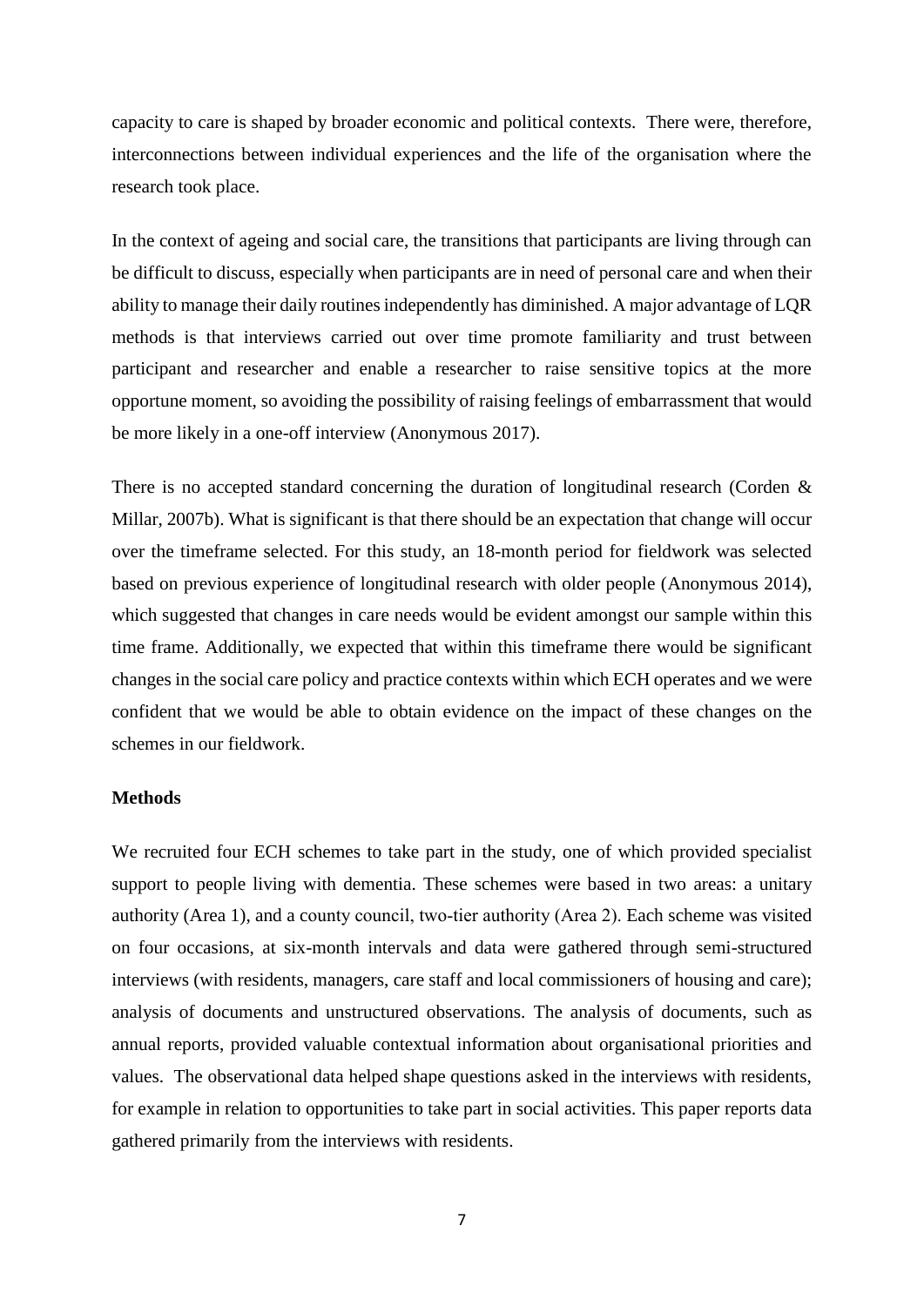capacity to care is shaped by broader economic and political contexts. There were, therefore, interconnections between individual experiences and the life of the organisation where the research took place.

In the context of ageing and social care, the transitions that participants are living through can be difficult to discuss, especially when participants are in need of personal care and when their ability to manage their daily routines independently has diminished. A major advantage of LQR methods is that interviews carried out over time promote familiarity and trust between participant and researcher and enable a researcher to raise sensitive topics at the more opportune moment, so avoiding the possibility of raising feelings of embarrassment that would be more likely in a one-off interview (Anonymous 2017).

There is no accepted standard concerning the duration of longitudinal research (Corden & Millar, 2007b). What is significant is that there should be an expectation that change will occur over the timeframe selected. For this study, an 18-month period for fieldwork was selected based on previous experience of longitudinal research with older people (Anonymous 2014), which suggested that changes in care needs would be evident amongst our sample within this time frame. Additionally, we expected that within this timeframe there would be significant changes in the social care policy and practice contexts within which ECH operates and we were confident that we would be able to obtain evidence on the impact of these changes on the schemes in our fieldwork.

**Methods**

We recruited four ECH schemes to take part in the study, one of which provided specialist support to people living with dementia. These schemes were based in two areas: a unitary authority (Area 1), and a county council, two-tier authority (Area 2). Each scheme was visited on four occasions, at six-month intervals and data were gathered through semi-structured interviews (with residents, managers, care staff and local commissioners of housing and care); analysis of documents and unstructured observations. The analysis of documents, such as annual reports, provided valuable contextual information about organisational priorities and values. The observational data helped shape questions asked in the interviews with residents, for example in relation to opportunities to take part in social activities. This paper reports data gathered primarily from the interviews with residents.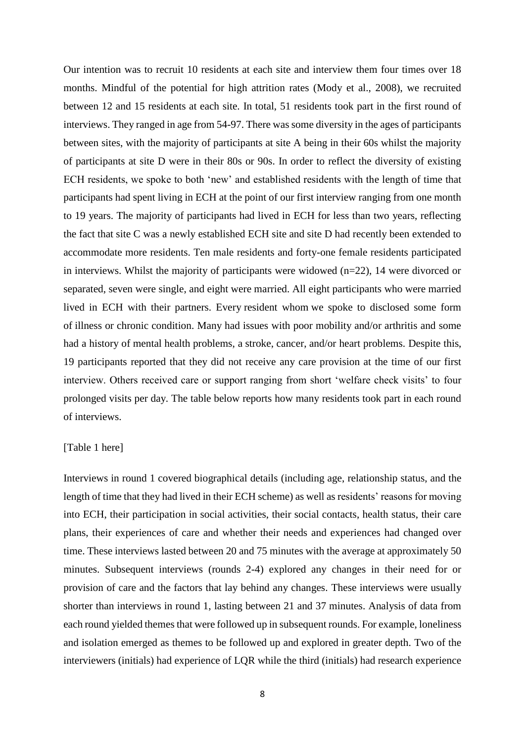Our intention was to recruit 10 residents at each site and interview them four times over 18 months. Mindful of the potential for high attrition rates (Mody et al., 2008), we recruited between 12 and 15 residents at each site. In total, 51 residents took part in the first round of interviews. They ranged in age from 54-97. There was some diversity in the ages of participants between sites, with the majority of participants at site A being in their 60s whilst the majority of participants at site D were in their 80s or 90s. In order to reflect the diversity of existing ECH residents, we spoke to both 'new' and established residents with the length of time that participants had spent living in ECH at the point of our first interview ranging from one month to 19 years. The majority of participants had lived in ECH for less than two years, reflecting the fact that site C was a newly established ECH site and site D had recently been extended to accommodate more residents. Ten male residents and forty-one female residents participated in interviews. Whilst the majority of participants were widowed (n=22), 14 were divorced or separated, seven were single, and eight were married. All eight participants who were married lived in ECH with their partners. Every resident whom we spoke to disclosed some form of illness or chronic condition. Many had issues with poor mobility and/or arthritis and some had a history of mental health problems, a stroke, cancer, and/or heart problems. Despite this, 19 participants reported that they did not receive any care provision at the time of our first interview. Others received care or support ranging from short 'welfare check visits' to four prolonged visits per day. The table below reports how many residents took part in each round of interviews.

[Table 1 here]

Interviews in round 1 covered biographical details (including age, relationship status, and the length of time that they had lived in their ECH scheme) as well as residents' reasons for moving into ECH, their participation in social activities, their social contacts, health status, their care plans, their experiences of care and whether their needs and experiences had changed over time. These interviews lasted between 20 and 75 minutes with the average at approximately 50 minutes. Subsequent interviews (rounds 2-4) explored any changes in their need for or provision of care and the factors that lay behind any changes. These interviews were usually shorter than interviews in round 1, lasting between 21 and 37 minutes. Analysis of data from each round yielded themes that were followed up in subsequent rounds. For example, loneliness and isolation emerged as themes to be followed up and explored in greater depth. Two of the interviewers (initials) had experience of LQR while the third (initials) had research experience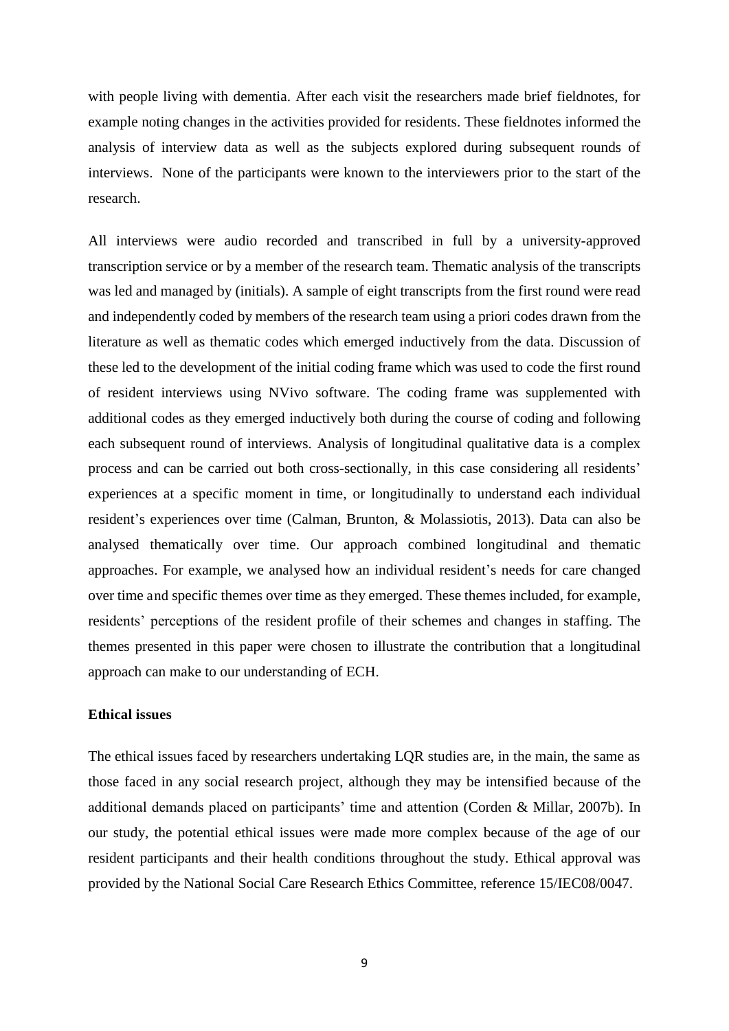with people living with dementia. After each visit the researchers made brief fieldnotes, for example noting changes in the activities provided for residents. These fieldnotes informed the analysis of interview data as well as the subjects explored during subsequent rounds of interviews. None of the participants were known to the interviewers prior to the start of the research.

All interviews were audio recorded and transcribed in full by a university-approved transcription service or by a member of the research team. Thematic analysis of the transcripts was led and managed by (initials). A sample of eight transcripts from the first round were read and independently coded by members of the research team using a priori codes drawn from the literature as well as thematic codes which emerged inductively from the data. Discussion of these led to the development of the initial coding frame which was used to code the first round of resident interviews using NVivo software. The coding frame was supplemented with additional codes as they emerged inductively both during the course of coding and following each subsequent round of interviews. Analysis of longitudinal qualitative data is a complex process and can be carried out both cross-sectionally, in this case considering all residents' experiences at a specific moment in time, or longitudinally to understand each individual resident's experiences over time (Calman, Brunton, & Molassiotis, 2013). Data can also be analysed thematically over time. Our approach combined longitudinal and thematic approaches. For example, we analysed how an individual resident's needs for care changed over time and specific themes over time as they emerged. These themes included, for example, residents' perceptions of the resident profile of their schemes and changes in staffing. The themes presented in this paper were chosen to illustrate the contribution that a longitudinal approach can make to our understanding of ECH.

**Ethical issues**

The ethical issues faced by researchers undertaking LQR studies are, in the main, the same as those faced in any social research project, although they may be intensified because of the additional demands placed on participants' time and attention (Corden & Millar, 2007b). In our study, the potential ethical issues were made more complex because of the age of our resident participants and their health conditions throughout the study. Ethical approval was provided by the National Social Care Research Ethics Committee, reference 15/IEC08/0047.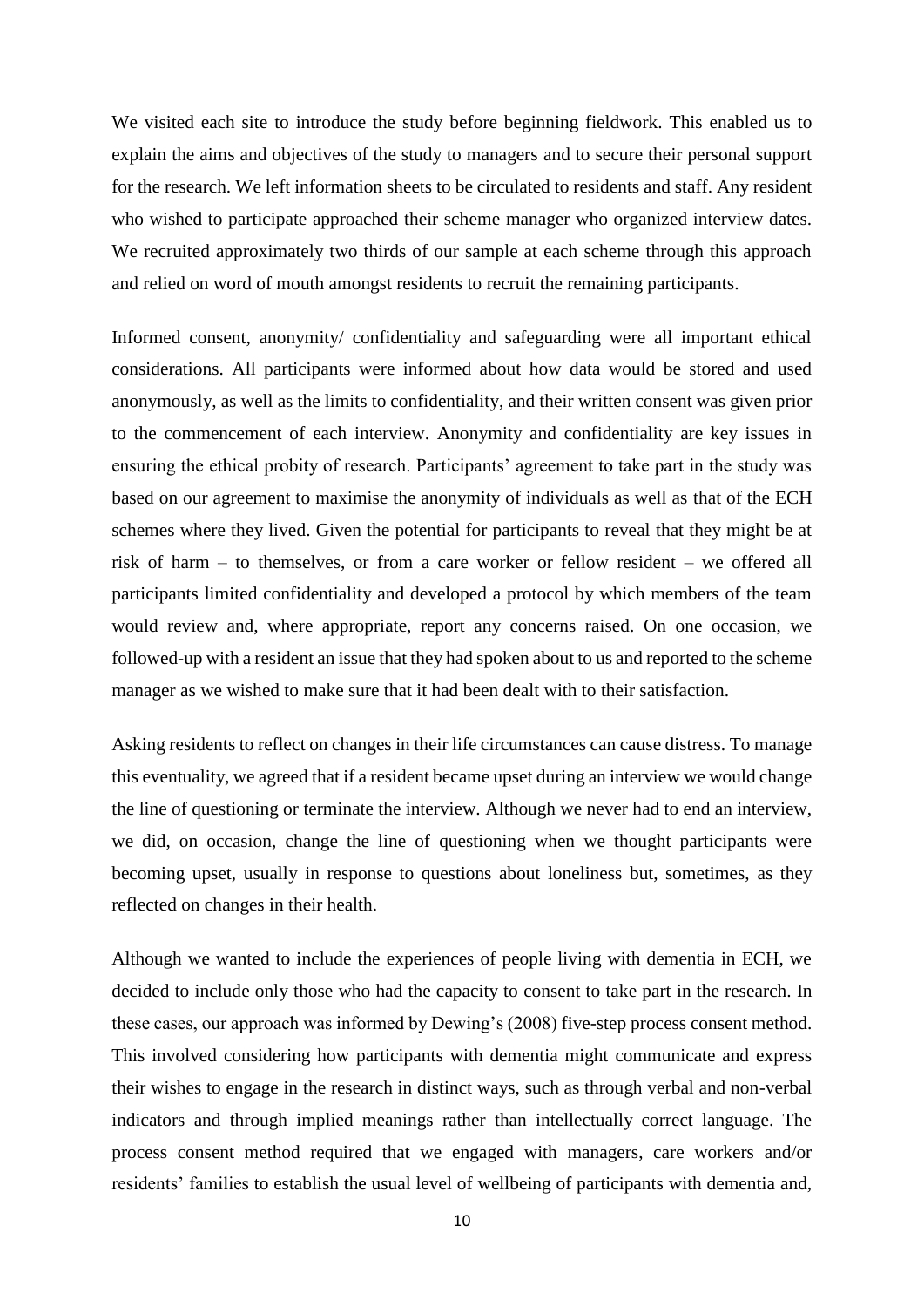We visited each site to introduce the study before beginning fieldwork. This enabled us to explain the aims and objectives of the study to managers and to secure their personal support for the research. We left information sheets to be circulated to residents and staff. Any resident who wished to participate approached their scheme manager who organized interview dates. We recruited approximately two thirds of our sample at each scheme through this approach and relied on word of mouth amongst residents to recruit the remaining participants.

Informed consent, anonymity/ confidentiality and safeguarding were all important ethical considerations. All participants were informed about how data would be stored and used anonymously, as well as the limits to confidentiality, and their written consent was given prior to the commencement of each interview. Anonymity and confidentiality are key issues in ensuring the ethical probity of research. Participants' agreement to take part in the study was based on our agreement to maximise the anonymity of individuals as well as that of the ECH schemes where they lived. Given the potential for participants to reveal that they might be at risk of harm – to themselves, or from a care worker or fellow resident – we offered all participants limited confidentiality and developed a protocol by which members of the team would review and, where appropriate, report any concerns raised. On one occasion, we followed-up with a resident an issue that they had spoken about to us and reported to the scheme manager as we wished to make sure that it had been dealt with to their satisfaction.

Asking residents to reflect on changes in their life circumstances can cause distress. To manage this eventuality, we agreed that if a resident became upset during an interview we would change the line of questioning or terminate the interview. Although we never had to end an interview, we did, on occasion, change the line of questioning when we thought participants were becoming upset, usually in response to questions about loneliness but, sometimes, as they reflected on changes in their health.

Although we wanted to include the experiences of people living with dementia in ECH, we decided to include only those who had the capacity to consent to take part in the research. In these cases, our approach was informed by Dewing's (2008) five-step process consent method. This involved considering how participants with dementia might communicate and express their wishes to engage in the research in distinct ways, such as through verbal and non-verbal indicators and through implied meanings rather than intellectually correct language. The process consent method required that we engaged with managers, care workers and/or residents' families to establish the usual level of wellbeing of participants with dementia and,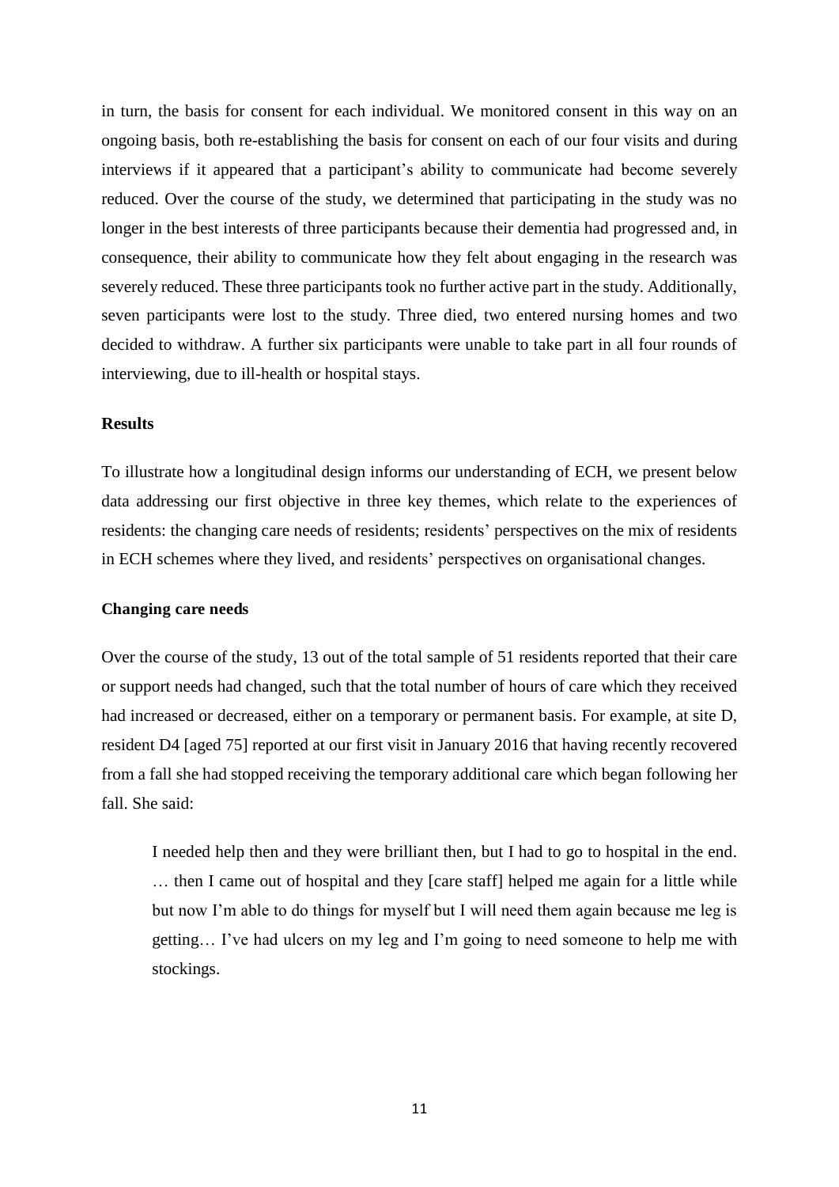in turn, the basis for consent for each individual. We monitored consent in this way on an ongoing basis, both re-establishing the basis for consent on each of our four visits and during interviews if it appeared that a participant's ability to communicate had become severely reduced. Over the course of the study, we determined that participating in the study was no longer in the best interests of three participants because their dementia had progressed and, in consequence, their ability to communicate how they felt about engaging in the research was severely reduced. These three participants took no further active part in the study. Additionally, seven participants were lost to the study. Three died, two entered nursing homes and two decided to withdraw. A further six participants were unable to take part in all four rounds of interviewing, due to ill-health or hospital stays.

## Results

To illustrate how a longitudinal design informs our understanding of ECH, we present below data addressing our first objective in three key themes, which relate to the experiences of residents: the changing care needs of residents; residents' perspectives on the mix of residents in ECH schemes where they lived, and residents' perspectives on organisational changes.

### Changing care needs

Over the course of the study, 13 out of the total sample of 51 residents reported that their care or support needs had changed, such that the total number of hours of care which they received had increased or decreased, either on a temporary or permanent basis. For example, at site D, resident D4 [aged 75] reported at our first visit in January 2016 that having recently recovered from a fall she had stopped receiving the temporary additional care which began following her fall. She said:

> I needed help then and they were brilliant then, but I had to go to hospital in the end. … then I came out of hospital and they [care staff] helped me again for a little while but now I'm able to do things for myself but I will need them again because me leg is getting… I've had ulcers on my leg and I'm going to need someone to help me with stockings.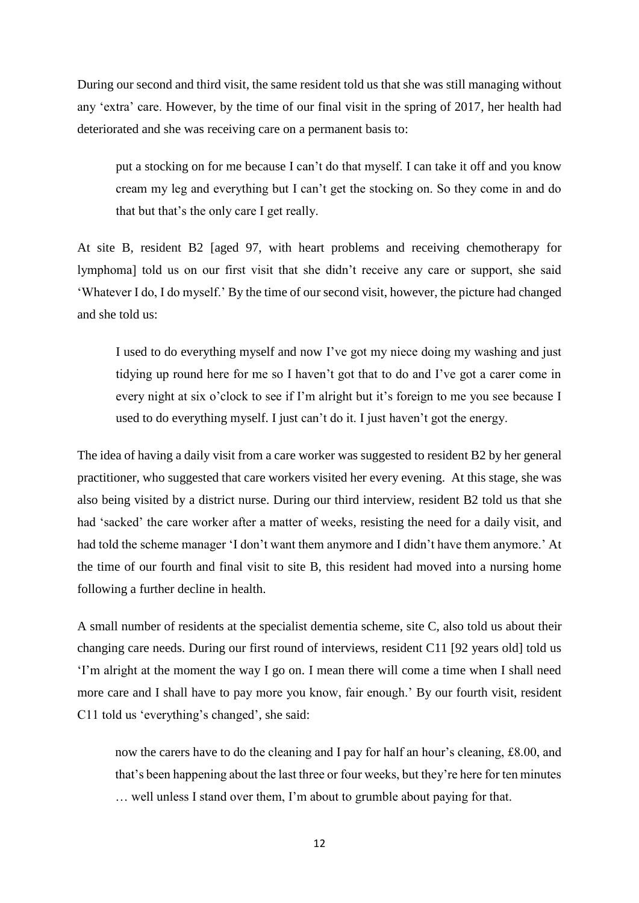During our second and third visit, the same resident told us that she was still managing without any 'extra' care. However, by the time of our final visit in the spring of 2017, her health had deteriorated and she was receiving care on a permanent basis to:

> put a stocking on for me because I can't do that myself. I can take it off and you know cream my leg and everything but I can't get the stocking on. So they come in and do that but that's the only care I get really.

At site B, resident B2 [aged 97, with heart problems and receiving chemotherapy for lymphoma] told us on our first visit that she didn't receive any care or support, she said 'Whatever I do, I do myself.' By the time of our second visit, however, the picture had changed and she told us:

> I used to do everything myself and now I've got my niece doing my washing and just tidying up round here for me so I haven't got that to do and I've got a carer come in every night at six o'clock to see if I'm alright but it's foreign to me you see because I used to do everything myself. I just can't do it. I just haven't got the energy.

The idea of having a daily visit from a care worker was suggested to resident B2 by her general practitioner, who suggested that care workers visited her every evening. At this stage, she was also being visited by a district nurse. During our third interview, resident B2 told us that she had 'sacked' the care worker after a matter of weeks, resisting the need for a daily visit, and had told the scheme manager 'I don't want them anymore and I didn't have them anymore.' At the time of our fourth and final visit to site B, this resident had moved into a nursing home following a further decline in health.

A small number of residents at the specialist dementia scheme, site C, also told us about their changing care needs. During our first round of interviews, resident C11 [92 years old] told us 'I'm alright at the moment the way I go on. I mean there will come a time when I shall need more care and I shall have to pay more you know, fair enough.' By our fourth visit, resident C11 told us 'everything's changed', she said:

> now the carers have to do the cleaning and I pay for half an hour's cleaning, £8.00, and that's been happening about the last three or four weeks, but they're here for ten minutes … well unless I stand over them, I'm about to grumble about paying for that.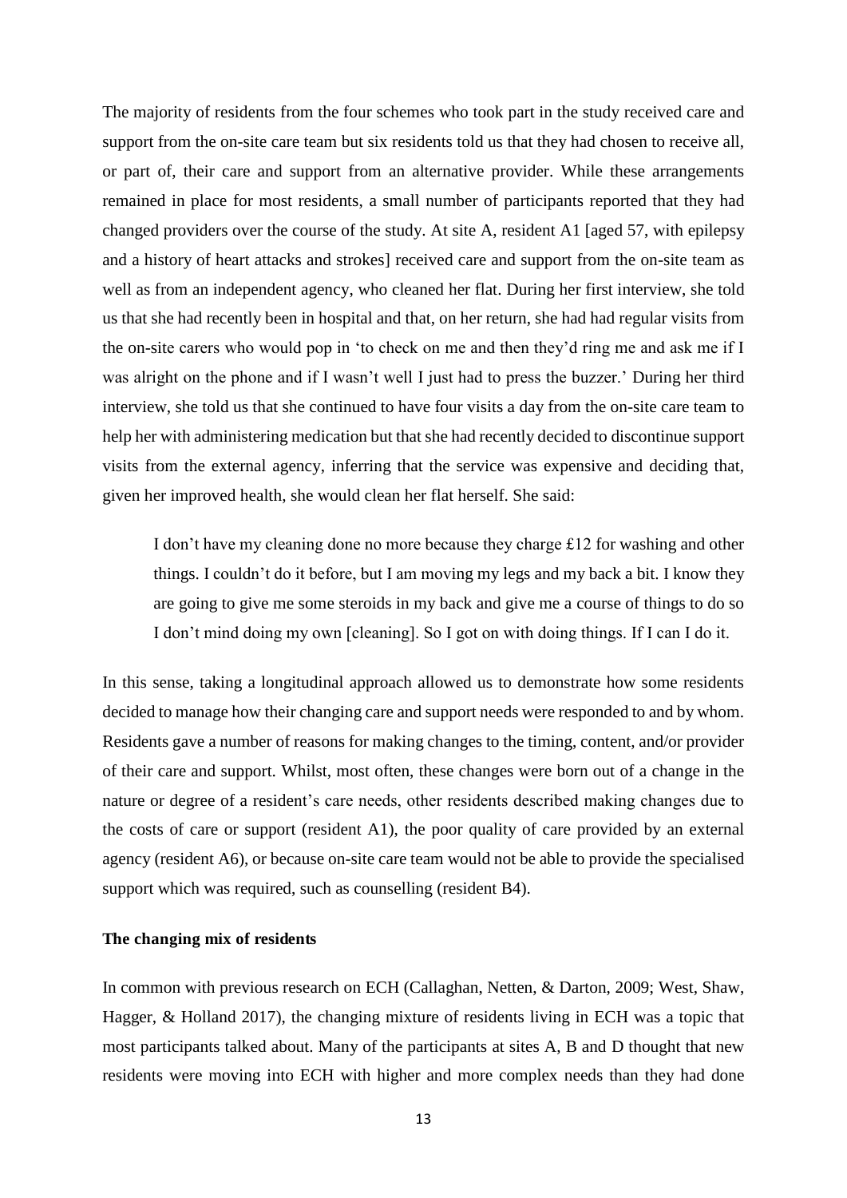The majority of residents from the four schemes who took part in the study received care and support from the on-site care team but six residents told us that they had chosen to receive all, or part of, their care and support from an alternative provider. While these arrangements remained in place for most residents, a small number of participants reported that they had changed providers over the course of the study. At site A, resident A1 [aged 57, with epilepsy and a history of heart attacks and strokes] received care and support from the on-site team as well as from an independent agency, who cleaned her flat. During her first interview, she told us that she had recently been in hospital and that, on her return, she had had regular visits from the on-site carers who would pop in 'to check on me and then they'd ring me and ask me if I was alright on the phone and if I wasn't well I just had to press the buzzer.' During her third interview, she told us that she continued to have four visits a day from the on-site care team to help her with administering medication but that she had recently decided to discontinue support visits from the external agency, inferring that the service was expensive and deciding that, given her improved health, she would clean her flat herself. She said:

> I don't have my cleaning done no more because they charge £12 for washing and other things. I couldn't do it before, but I am moving my legs and my back a bit. I know they are going to give me some steroids in my back and give me a course of things to do so I don't mind doing my own [cleaning]. So I got on with doing things. If I can I do it.

In this sense, taking a longitudinal approach allowed us to demonstrate how some residents decided to manage how their changing care and support needs were responded to and by whom. Residents gave a number of reasons for making changes to the timing, content, and/or provider of their care and support. Whilst, most often, these changes were born out of a change in the nature or degree of a resident's care needs, other residents described making changes due to the costs of care or support (resident A1), the poor quality of care provided by an external agency (resident A6), or because on-site care team would not be able to provide the specialised support which was required, such as counselling (resident B4).

**The changing mix of residents**

In common with previous research on ECH (Callaghan, Netten, & Darton, 2009; West, Shaw, Hagger, & Holland 2017), the changing mixture of residents living in ECH was a topic that most participants talked about. Many of the participants at sites A, B and D thought that new residents were moving into ECH with higher and more complex needs than they had done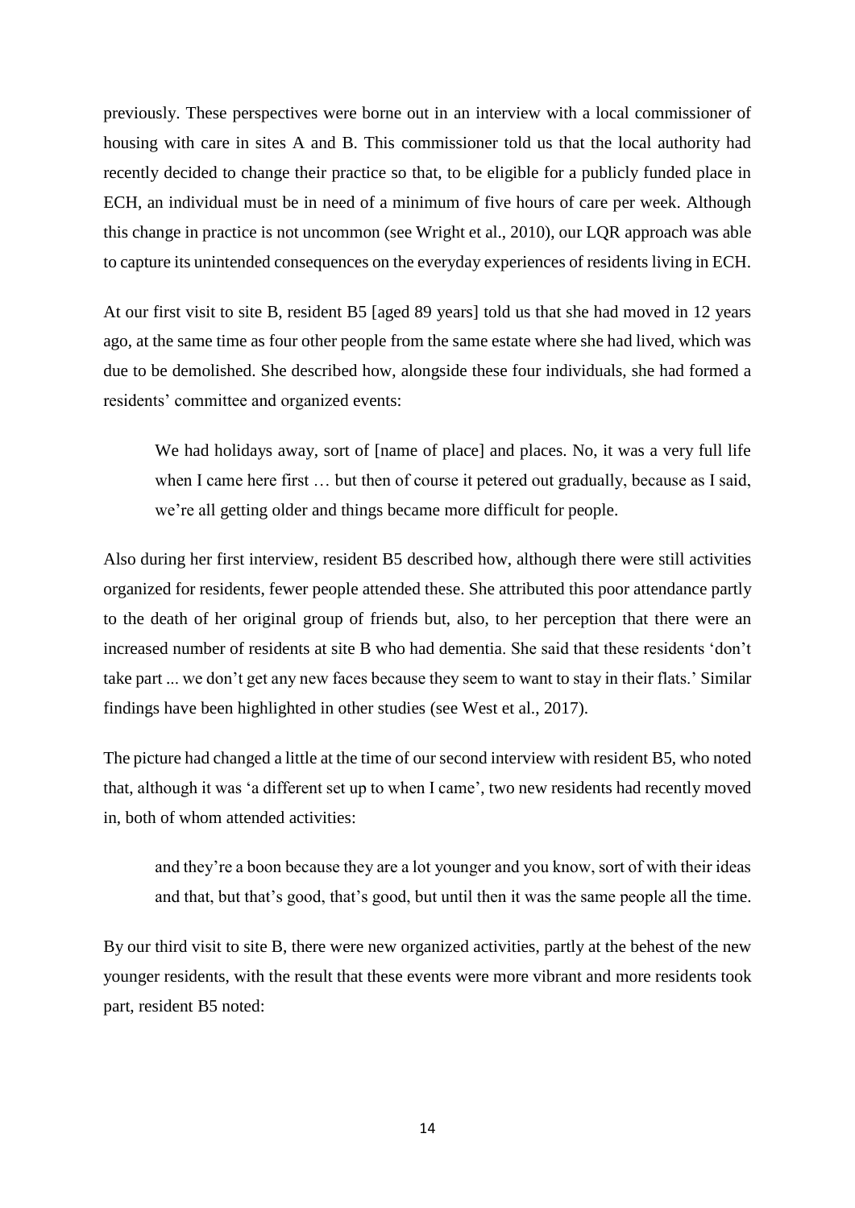previously. These perspectives were borne out in an interview with a local commissioner of housing with care in sites A and B. This commissioner told us that the local authority had recently decided to change their practice so that, to be eligible for a publicly funded place in ECH, an individual must be in need of a minimum of five hours of care per week. Although this change in practice is not uncommon (see Wright et al., 2010), our LQR approach was able to capture its unintended consequences on the everyday experiences of residents living in ECH.

At our first visit to site B, resident B5 [aged 89 years] told us that she had moved in 12 years ago, at the same time as four other people from the same estate where she had lived, which was due to be demolished. She described how, alongside these four individuals, she had formed a residents' committee and organized events:

> We had holidays away, sort of [name of place] and places. No, it was a very full life when I came here first … but then of course it petered out gradually, because as I said, we're all getting older and things became more difficult for people.

Also during her first interview, resident B5 described how, although there were still activities organized for residents, fewer people attended these. She attributed this poor attendance partly to the death of her original group of friends but, also, to her perception that there were an increased number of residents at site B who had dementia. She said that these residents 'don't take part ... we don't get any new faces because they seem to want to stay in their flats.' Similar findings have been highlighted in other studies (see West et al., 2017).

The picture had changed a little at the time of our second interview with resident B5, who noted that, although it was 'a different set up to when I came', two new residents had recently moved in, both of whom attended activities:

> and they're a boon because they are a lot younger and you know, sort of with their ideas and that, but that's good, that's good, but until then it was the same people all the time.

By our third visit to site B, there were new organized activities, partly at the behest of the new younger residents, with the result that these events were more vibrant and more residents took part, resident B5 noted: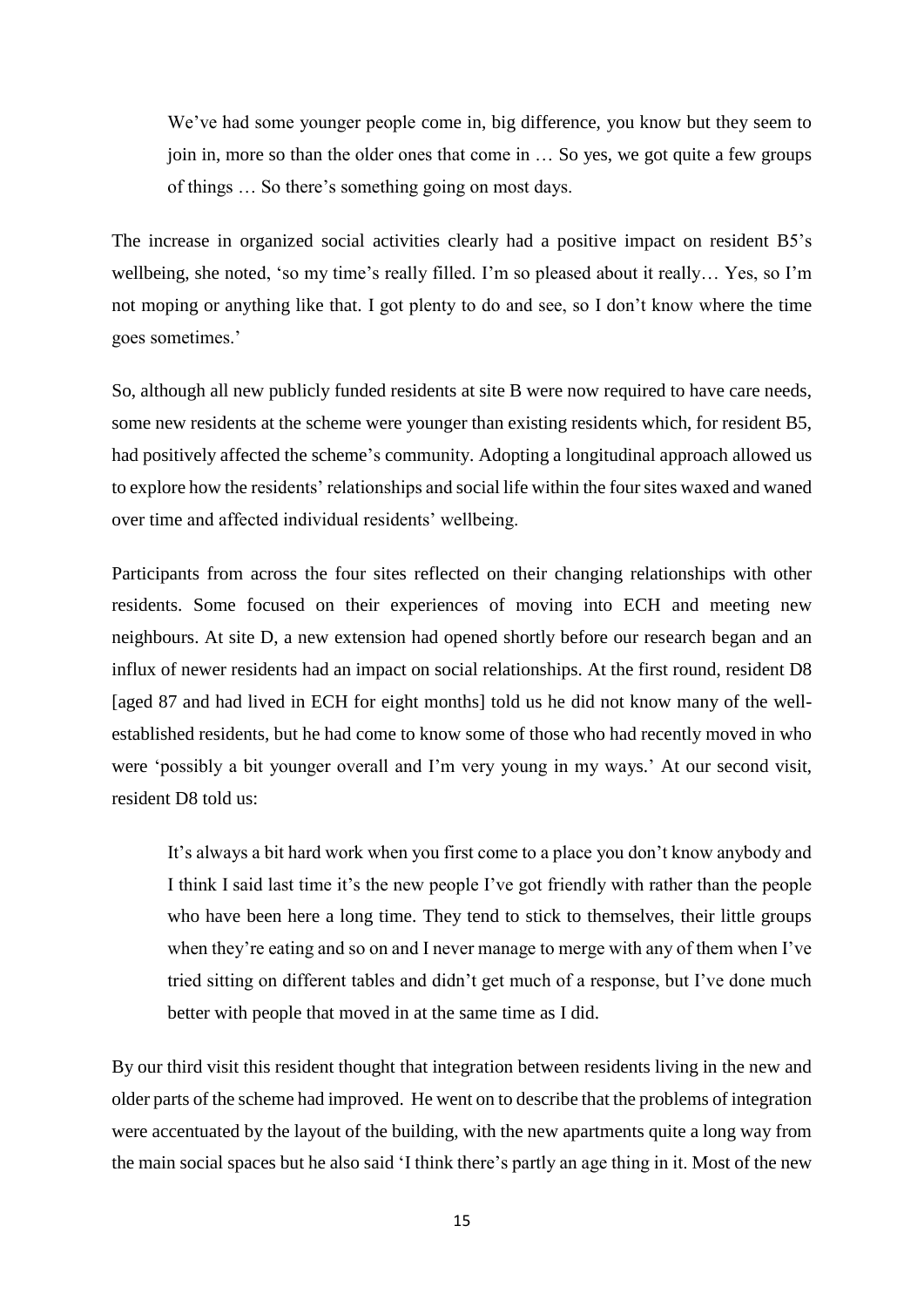> We've had some younger people come in, big difference, you know but they seem to join in, more so than the older ones that come in … So yes, we got quite a few groups of things … So there's something going on most days.

The increase in organized social activities clearly had a positive impact on resident B5's wellbeing, she noted, 'so my time's really filled. I'm so pleased about it really… Yes, so I'm not moping or anything like that. I got plenty to do and see, so I don't know where the time goes sometimes.'

So, although all new publicly funded residents at site B were now required to have care needs, some new residents at the scheme were younger than existing residents which, for resident B5, had positively affected the scheme's community. Adopting a longitudinal approach allowed us to explore how the residents' relationships and social life within the four sites waxed and waned over time and affected individual residents' wellbeing.

Participants from across the four sites reflected on their changing relationships with other residents. Some focused on their experiences of moving into ECH and meeting new neighbours. At site D, a new extension had opened shortly before our research began and an influx of newer residents had an impact on social relationships. At the first round, resident D8 [aged 87 and had lived in ECH for eight months] told us he did not know many of the well-established residents, but he had come to know some of those who had recently moved in who were 'possibly a bit younger overall and I'm very young in my ways.' At our second visit, resident D8 told us:

> It's always a bit hard work when you first come to a place you don't know anybody and I think I said last time it's the new people I've got friendly with rather than the people who have been here a long time. They tend to stick to themselves, their little groups when they're eating and so on and I never manage to merge with any of them when I've tried sitting on different tables and didn't get much of a response, but I've done much better with people that moved in at the same time as I did.

By our third visit this resident thought that integration between residents living in the new and older parts of the scheme had improved. He went on to describe that the problems of integration were accentuated by the layout of the building, with the new apartments quite a long way from the main social spaces but he also said 'I think there's partly an age thing in it. Most of the new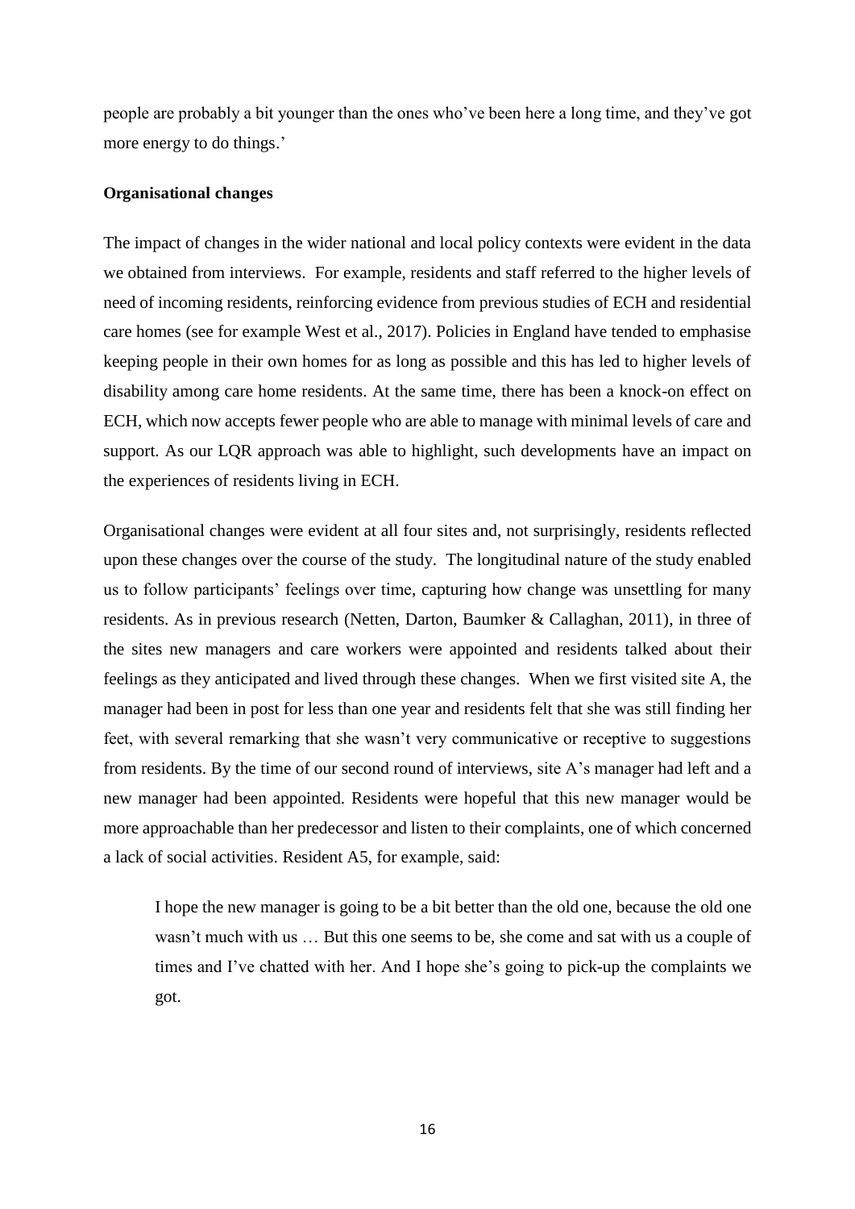people are probably a bit younger than the ones who've been here a long time, and they've got more energy to do things.'

**Organisational changes**

The impact of changes in the wider national and local policy contexts were evident in the data we obtained from interviews. For example, residents and staff referred to the higher levels of need of incoming residents, reinforcing evidence from previous studies of ECH and residential care homes (see for example West et al., 2017). Policies in England have tended to emphasise keeping people in their own homes for as long as possible and this has led to higher levels of disability among care home residents. At the same time, there has been a knock-on effect on ECH, which now accepts fewer people who are able to manage with minimal levels of care and support. As our LQR approach was able to highlight, such developments have an impact on the experiences of residents living in ECH.

Organisational changes were evident at all four sites and, not surprisingly, residents reflected upon these changes over the course of the study. The longitudinal nature of the study enabled us to follow participants' feelings over time, capturing how change was unsettling for many residents. As in previous research (Netten, Darton, Baumker & Callaghan, 2011), in three of the sites new managers and care workers were appointed and residents talked about their feelings as they anticipated and lived through these changes. When we first visited site A, the manager had been in post for less than one year and residents felt that she was still finding her feet, with several remarking that she wasn't very communicative or receptive to suggestions from residents. By the time of our second round of interviews, site A's manager had left and a new manager had been appointed. Residents were hopeful that this new manager would be more approachable than her predecessor and listen to their complaints, one of which concerned a lack of social activities. Resident A5, for example, said:

> I hope the new manager is going to be a bit better than the old one, because the old one wasn't much with us … But this one seems to be, she come and sat with us a couple of times and I've chatted with her. And I hope she's going to pick-up the complaints we got.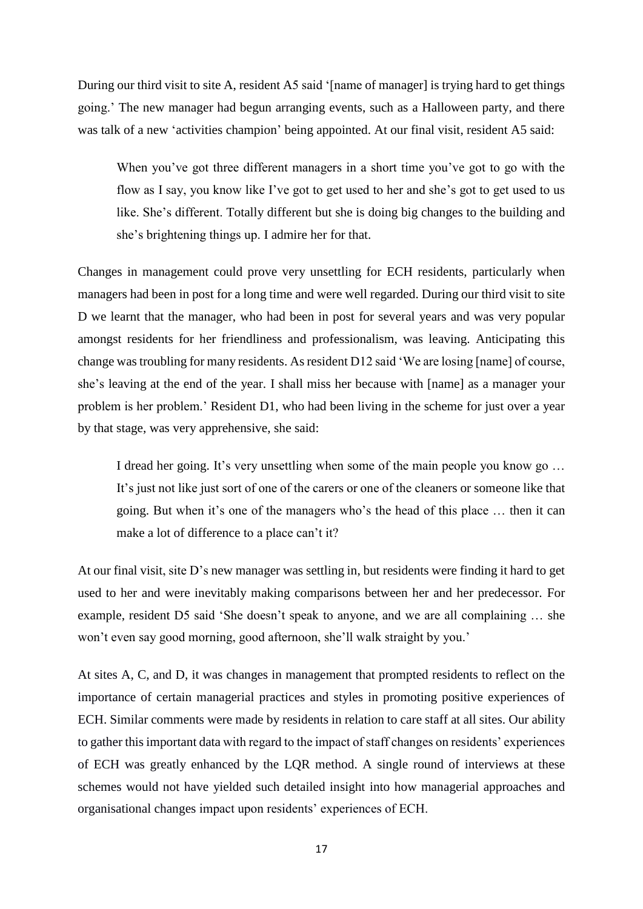During our third visit to site A, resident A5 said '[name of manager] is trying hard to get things going.' The new manager had begun arranging events, such as a Halloween party, and there was talk of a new 'activities champion' being appointed. At our final visit, resident A5 said:

> When you've got three different managers in a short time you've got to go with the flow as I say, you know like I've got to get used to her and she's got to get used to us like. She's different. Totally different but she is doing big changes to the building and she's brightening things up. I admire her for that.

Changes in management could prove very unsettling for ECH residents, particularly when managers had been in post for a long time and were well regarded. During our third visit to site D we learnt that the manager, who had been in post for several years and was very popular amongst residents for her friendliness and professionalism, was leaving. Anticipating this change was troubling for many residents. As resident D12 said 'We are losing [name] of course, she's leaving at the end of the year. I shall miss her because with [name] as a manager your problem is her problem.' Resident D1, who had been living in the scheme for just over a year by that stage, was very apprehensive, she said:

> I dread her going. It's very unsettling when some of the main people you know go … It's just not like just sort of one of the carers or one of the cleaners or someone like that going. But when it's one of the managers who's the head of this place … then it can make a lot of difference to a place can't it?

At our final visit, site D's new manager was settling in, but residents were finding it hard to get used to her and were inevitably making comparisons between her and her predecessor. For example, resident D5 said 'She doesn't speak to anyone, and we are all complaining … she won't even say good morning, good afternoon, she'll walk straight by you.'

At sites A, C, and D, it was changes in management that prompted residents to reflect on the importance of certain managerial practices and styles in promoting positive experiences of ECH. Similar comments were made by residents in relation to care staff at all sites. Our ability to gather this important data with regard to the impact of staff changes on residents' experiences of ECH was greatly enhanced by the LQR method. A single round of interviews at these schemes would not have yielded such detailed insight into how managerial approaches and organisational changes impact upon residents' experiences of ECH.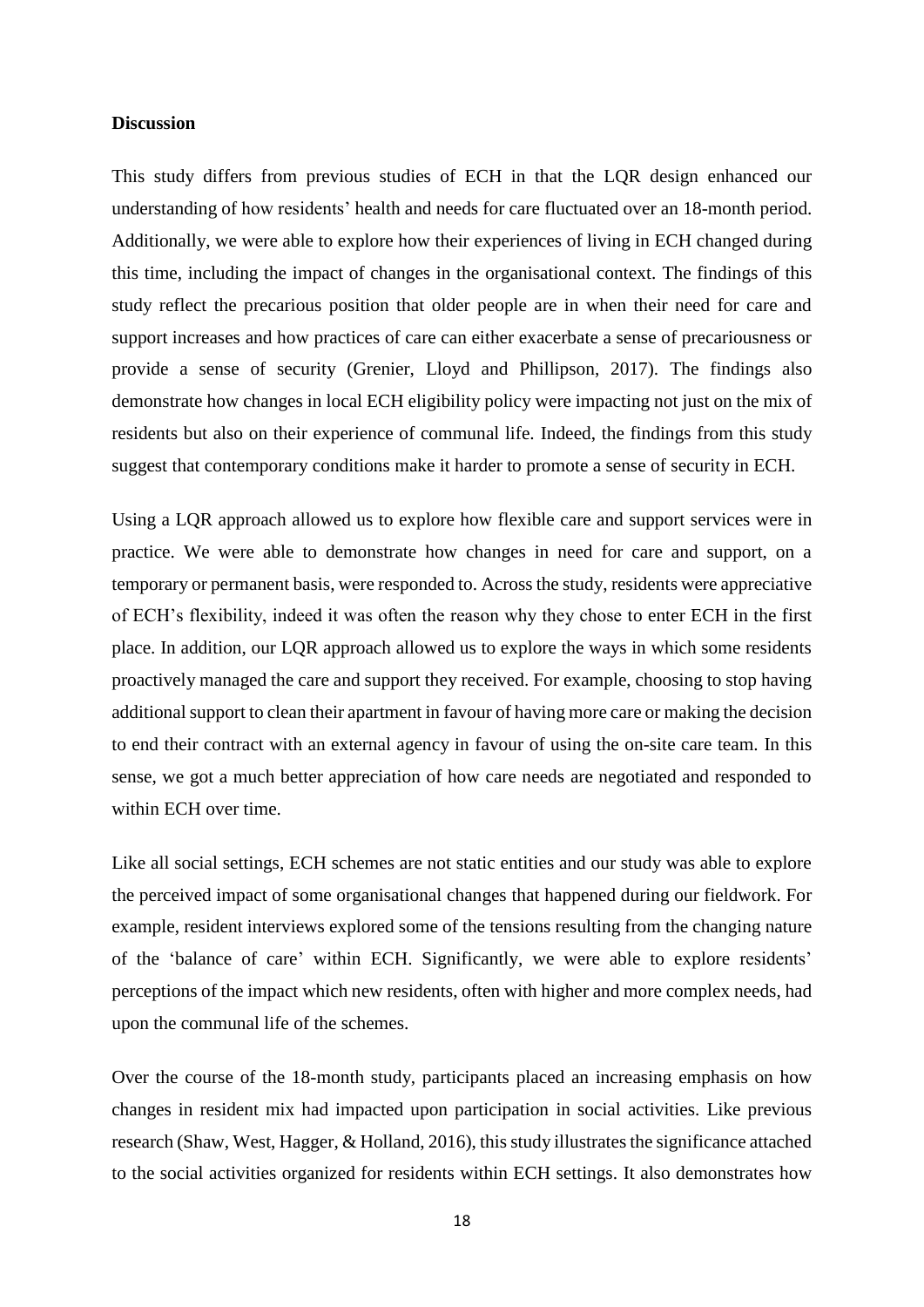**Discussion**

This study differs from previous studies of ECH in that the LQR design enhanced our understanding of how residents' health and needs for care fluctuated over an 18-month period. Additionally, we were able to explore how their experiences of living in ECH changed during this time, including the impact of changes in the organisational context. The findings of this study reflect the precarious position that older people are in when their need for care and support increases and how practices of care can either exacerbate a sense of precariousness or provide a sense of security (Grenier, Lloyd and Phillipson, 2017). The findings also demonstrate how changes in local ECH eligibility policy were impacting not just on the mix of residents but also on their experience of communal life. Indeed, the findings from this study suggest that contemporary conditions make it harder to promote a sense of security in ECH.

Using a LQR approach allowed us to explore how flexible care and support services were in practice. We were able to demonstrate how changes in need for care and support, on a temporary or permanent basis, were responded to. Across the study, residents were appreciative of ECH's flexibility, indeed it was often the reason why they chose to enter ECH in the first place. In addition, our LQR approach allowed us to explore the ways in which some residents proactively managed the care and support they received. For example, choosing to stop having additional support to clean their apartment in favour of having more care or making the decision to end their contract with an external agency in favour of using the on-site care team. In this sense, we got a much better appreciation of how care needs are negotiated and responded to within ECH over time.

Like all social settings, ECH schemes are not static entities and our study was able to explore the perceived impact of some organisational changes that happened during our fieldwork. For example, resident interviews explored some of the tensions resulting from the changing nature of the 'balance of care' within ECH. Significantly, we were able to explore residents' perceptions of the impact which new residents, often with higher and more complex needs, had upon the communal life of the schemes.

Over the course of the 18-month study, participants placed an increasing emphasis on how changes in resident mix had impacted upon participation in social activities. Like previous research (Shaw, West, Hagger, & Holland, 2016), this study illustrates the significance attached to the social activities organized for residents within ECH settings. It also demonstrates how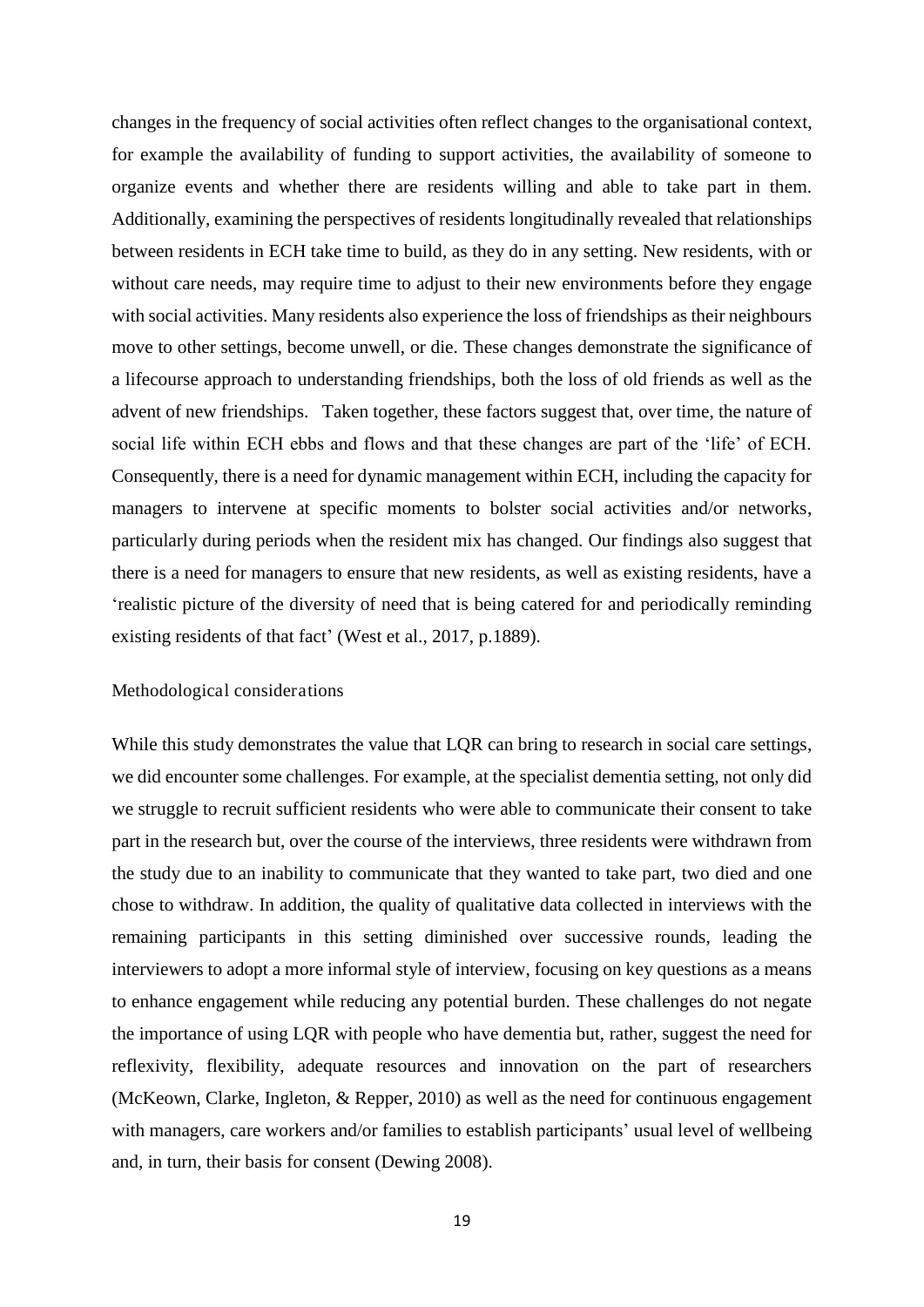changes in the frequency of social activities often reflect changes to the organisational context, for example the availability of funding to support activities, the availability of someone to organize events and whether there are residents willing and able to take part in them. Additionally, examining the perspectives of residents longitudinally revealed that relationships between residents in ECH take time to build, as they do in any setting. New residents, with or without care needs, may require time to adjust to their new environments before they engage with social activities. Many residents also experience the loss of friendships as their neighbours move to other settings, become unwell, or die. These changes demonstrate the significance of a lifecourse approach to understanding friendships, both the loss of old friends as well as the advent of new friendships. Taken together, these factors suggest that, over time, the nature of social life within ECH ebbs and flows and that these changes are part of the 'life' of ECH. Consequently, there is a need for dynamic management within ECH, including the capacity for managers to intervene at specific moments to bolster social activities and/or networks, particularly during periods when the resident mix has changed. Our findings also suggest that there is a need for managers to ensure that new residents, as well as existing residents, have a 'realistic picture of the diversity of need that is being catered for and periodically reminding existing residents of that fact' (West et al., 2017, p.1889).

## Methodological considerations

While this study demonstrates the value that LQR can bring to research in social care settings, we did encounter some challenges. For example, at the specialist dementia setting, not only did we struggle to recruit sufficient residents who were able to communicate their consent to take part in the research but, over the course of the interviews, three residents were withdrawn from the study due to an inability to communicate that they wanted to take part, two died and one chose to withdraw. In addition, the quality of qualitative data collected in interviews with the remaining participants in this setting diminished over successive rounds, leading the interviewers to adopt a more informal style of interview, focusing on key questions as a means to enhance engagement while reducing any potential burden. These challenges do not negate the importance of using LQR with people who have dementia but, rather, suggest the need for reflexivity, flexibility, adequate resources and innovation on the part of researchers (McKeown, Clarke, Ingleton, & Repper, 2010) as well as the need for continuous engagement with managers, care workers and/or families to establish participants' usual level of wellbeing and, in turn, their basis for consent (Dewing 2008).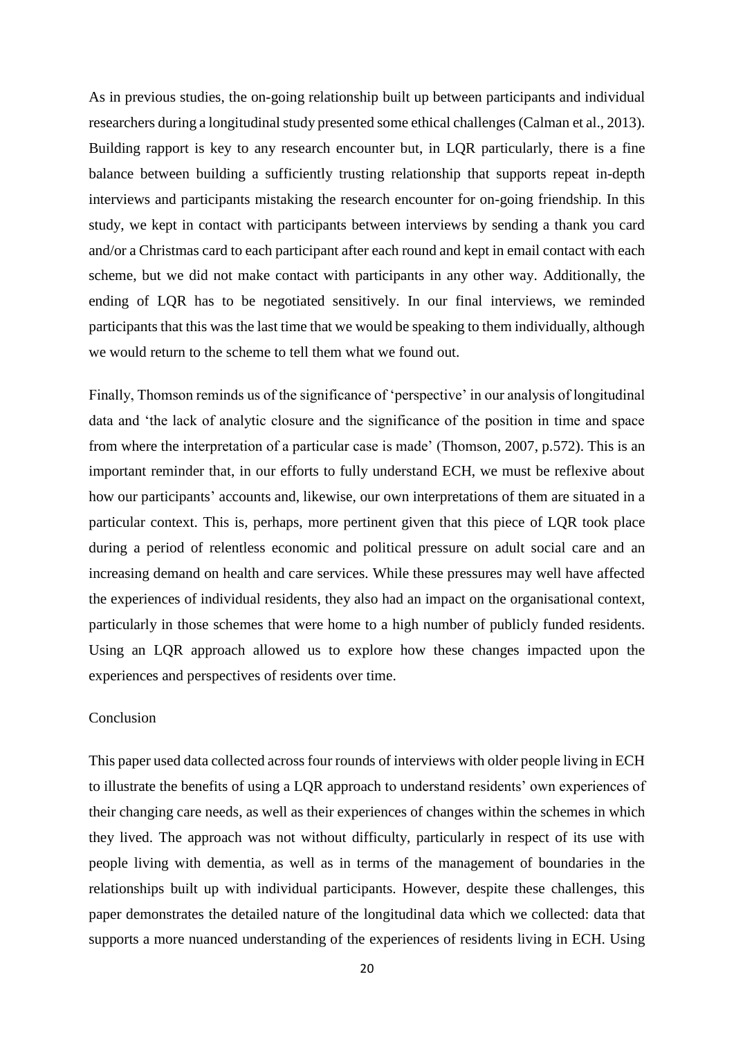As in previous studies, the on-going relationship built up between participants and individual researchers during a longitudinal study presented some ethical challenges (Calman et al., 2013). Building rapport is key to any research encounter but, in LQR particularly, there is a fine balance between building a sufficiently trusting relationship that supports repeat in-depth interviews and participants mistaking the research encounter for on-going friendship. In this study, we kept in contact with participants between interviews by sending a thank you card and/or a Christmas card to each participant after each round and kept in email contact with each scheme, but we did not make contact with participants in any other way. Additionally, the ending of LQR has to be negotiated sensitively. In our final interviews, we reminded participants that this was the last time that we would be speaking to them individually, although we would return to the scheme to tell them what we found out.

Finally, Thomson reminds us of the significance of 'perspective' in our analysis of longitudinal data and 'the lack of analytic closure and the significance of the position in time and space from where the interpretation of a particular case is made' (Thomson, 2007, p.572). This is an important reminder that, in our efforts to fully understand ECH, we must be reflexive about how our participants' accounts and, likewise, our own interpretations of them are situated in a particular context. This is, perhaps, more pertinent given that this piece of LQR took place during a period of relentless economic and political pressure on adult social care and an increasing demand on health and care services. While these pressures may well have affected the experiences of individual residents, they also had an impact on the organisational context, particularly in those schemes that were home to a high number of publicly funded residents. Using an LQR approach allowed us to explore how these changes impacted upon the experiences and perspectives of residents over time.

## Conclusion

This paper used data collected across four rounds of interviews with older people living in ECH to illustrate the benefits of using a LQR approach to understand residents' own experiences of their changing care needs, as well as their experiences of changes within the schemes in which they lived. The approach was not without difficulty, particularly in respect of its use with people living with dementia, as well as in terms of the management of boundaries in the relationships built up with individual participants. However, despite these challenges, this paper demonstrates the detailed nature of the longitudinal data which we collected: data that supports a more nuanced understanding of the experiences of residents living in ECH. Using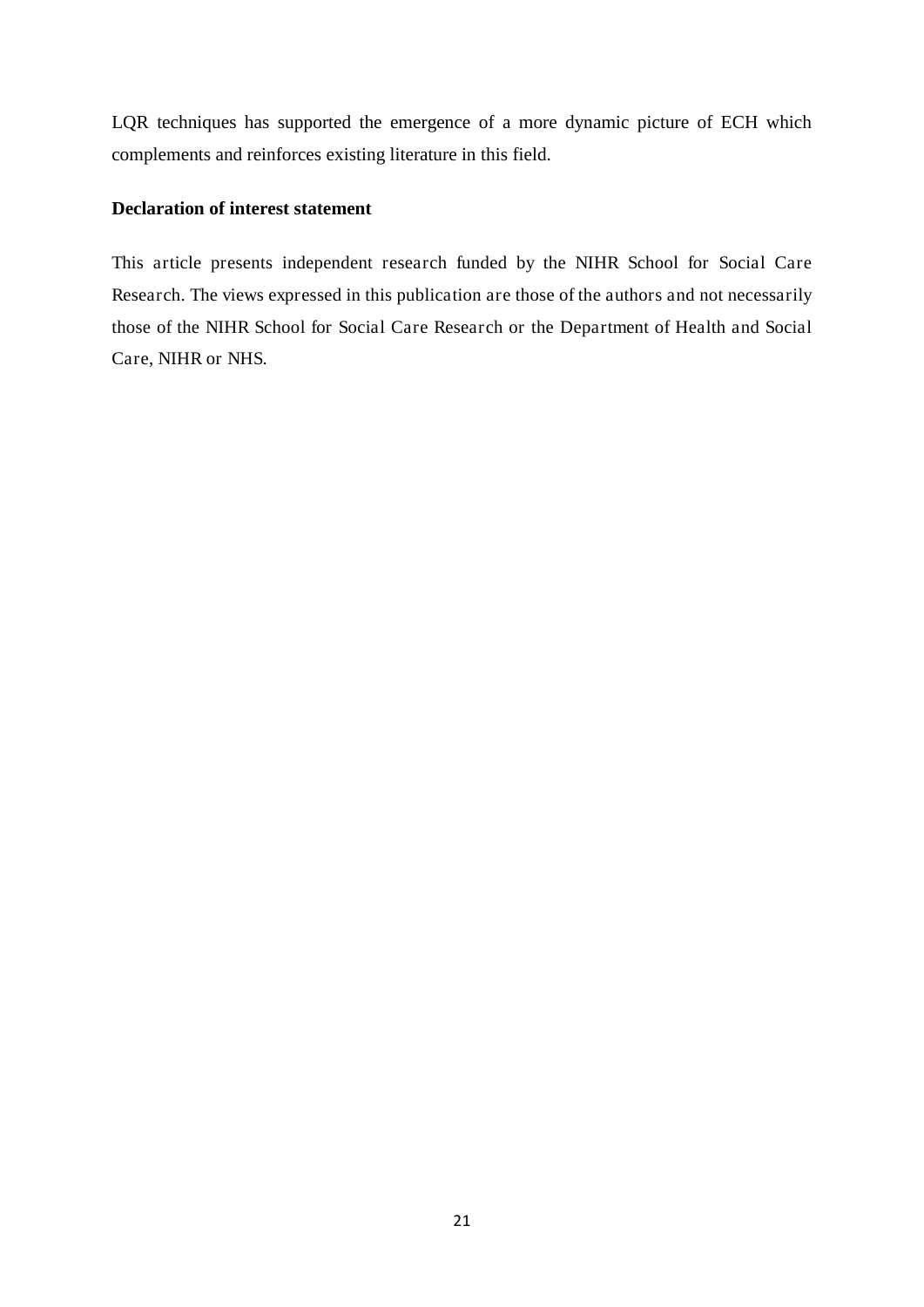LQR techniques has supported the emergence of a more dynamic picture of ECH which complements and reinforces existing literature in this field.

**Declaration of interest statement**

This article presents independent research funded by the NIHR School for Social Care Research. The views expressed in this publication are those of the authors and not necessarily those of the NIHR School for Social Care Research or the Department of Health and Social Care, NIHR or NHS.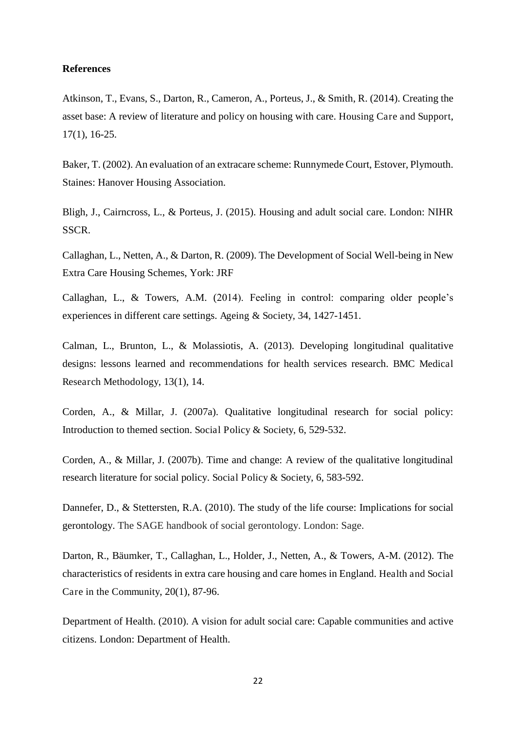**References**

Atkinson, T., Evans, S., Darton, R., Cameron, A., Porteus, J., & Smith, R. (2014). Creating the asset base: A review of literature and policy on housing with care. Housing Care and Support, 17(1), 16-25.

Baker, T. (2002). An evaluation of an extracare scheme: Runnymede Court, Estover, Plymouth. Staines: Hanover Housing Association.

Bligh, J., Cairncross, L., & Porteus, J. (2015). Housing and adult social care. London: NIHR SSCR.

Callaghan, L., Netten, A., & Darton, R. (2009). The Development of Social Well-being in New Extra Care Housing Schemes, York: JRF

Callaghan, L., & Towers, A.M. (2014). Feeling in control: comparing older people's experiences in different care settings. Ageing & Society, 34, 1427-1451.

Calman, L., Brunton, L., & Molassiotis, A. (2013). Developing longitudinal qualitative designs: lessons learned and recommendations for health services research. BMC Medical Research Methodology, 13(1), 14.

Corden, A., & Millar, J. (2007a). Qualitative longitudinal research for social policy: Introduction to themed section. Social Policy & Society, 6, 529-532.

Corden, A., & Millar, J. (2007b). Time and change: A review of the qualitative longitudinal research literature for social policy. Social Policy & Society, 6, 583-592.

Dannefer, D., & Stettersten, R.A. (2010). The study of the life course: Implications for social gerontology. The SAGE handbook of social gerontology. London: Sage.

Darton, R., Bäumker, T., Callaghan, L., Holder, J., Netten, A., & Towers, A-M. (2012). The characteristics of residents in extra care housing and care homes in England. Health and Social Care in the Community, 20(1), 87-96.

Department of Health. (2010). A vision for adult social care: Capable communities and active citizens. London: Department of Health.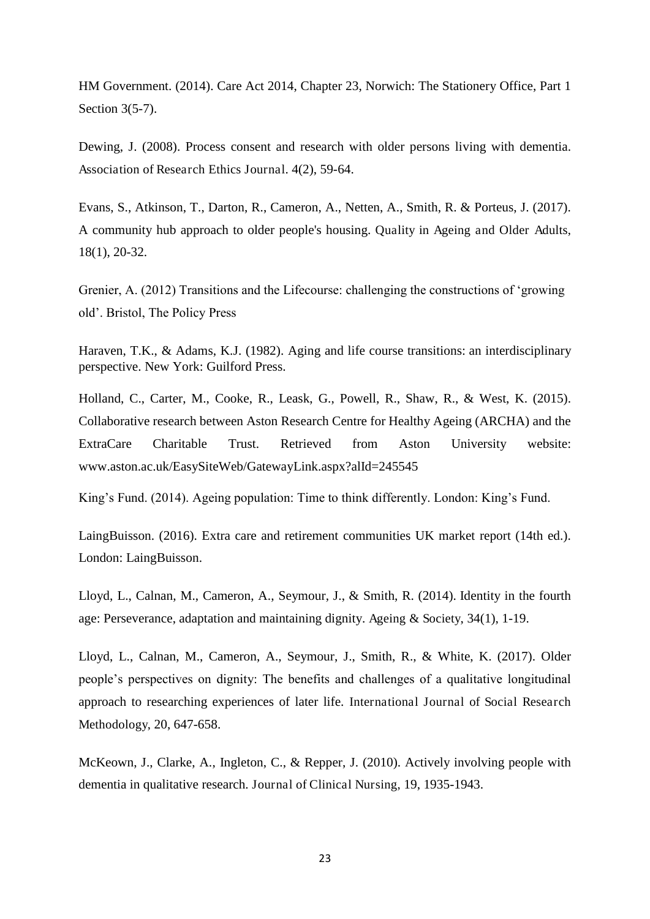HM Government. (2014). Care Act 2014, Chapter 23, Norwich: The Stationery Office, Part 1 Section 3(5-7).

Dewing, J. (2008). Process consent and research with older persons living with dementia. Association of Research Ethics Journal. 4(2), 59-64.

Evans, S., Atkinson, T., Darton, R., Cameron, A., Netten, A., Smith, R. & Porteus, J. (2017). A community hub approach to older people's housing. Quality in Ageing and Older Adults, 18(1), 20-32.

Grenier, A. (2012) Transitions and the Lifecourse: challenging the constructions of 'growing old'. Bristol, The Policy Press

Haraven, T.K., & Adams, K.J. (1982). Aging and life course transitions: an interdisciplinary perspective. New York: Guilford Press.

Holland, C., Carter, M., Cooke, R., Leask, G., Powell, R., Shaw, R., & West, K. (2015). Collaborative research between Aston Research Centre for Healthy Ageing (ARCHA) and the ExtraCare Charitable Trust. Retrieved from Aston University website: www.aston.ac.uk/EasySiteWeb/GatewayLink.aspx?alId=245545

King's Fund. (2014). Ageing population: Time to think differently. London: King's Fund.

LaingBuisson. (2016). Extra care and retirement communities UK market report (14th ed.). London: LaingBuisson.

Lloyd, L., Calnan, M., Cameron, A., Seymour, J., & Smith, R. (2014). Identity in the fourth age: Perseverance, adaptation and maintaining dignity. Ageing & Society, 34(1), 1-19.

Lloyd, L., Calnan, M., Cameron, A., Seymour, J., Smith, R., & White, K. (2017). Older people's perspectives on dignity: The benefits and challenges of a qualitative longitudinal approach to researching experiences of later life. International Journal of Social Research Methodology, 20, 647-658.

McKeown, J., Clarke, A., Ingleton, C., & Repper, J. (2010). Actively involving people with dementia in qualitative research. Journal of Clinical Nursing, 19, 1935-1943.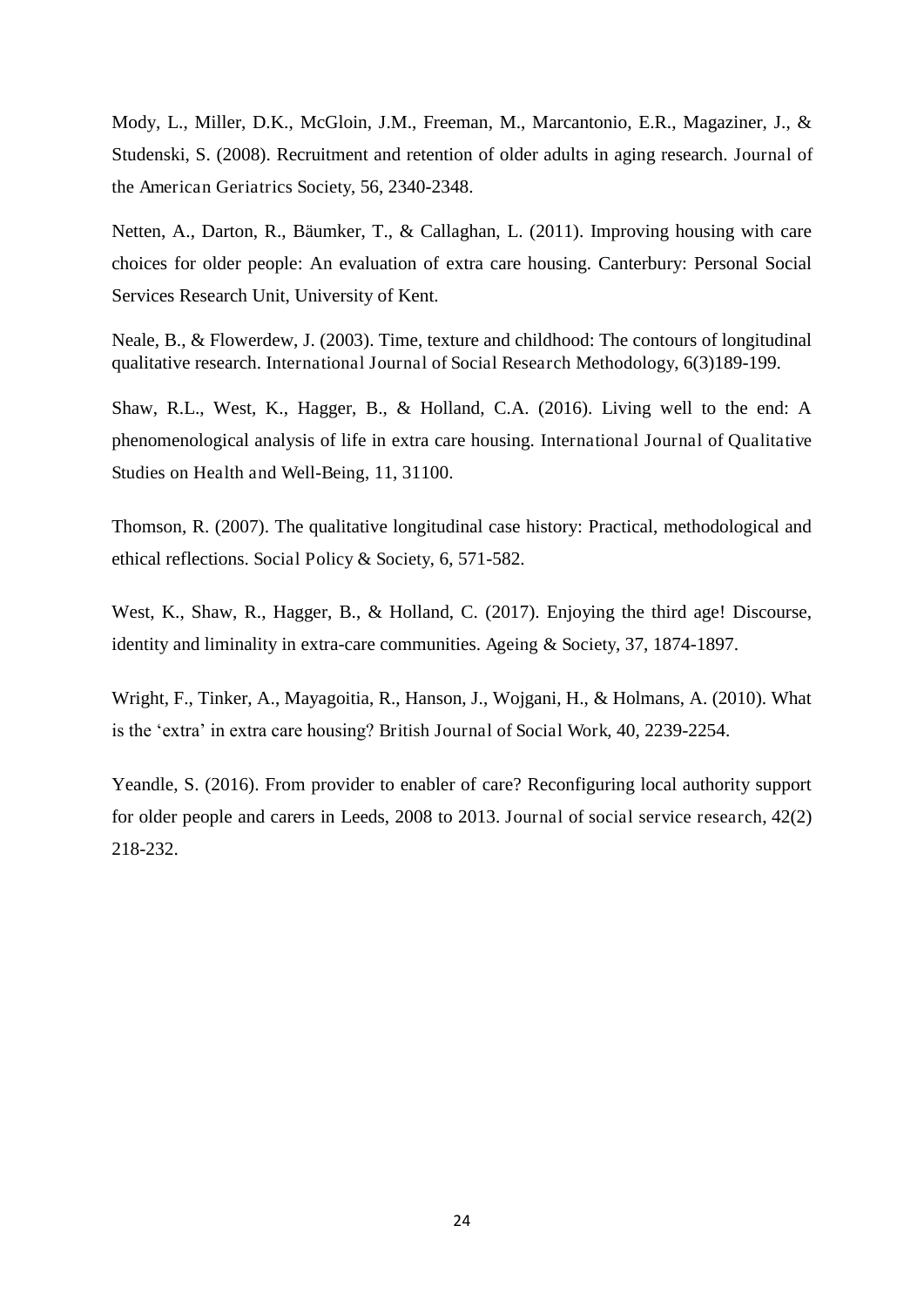Mody, L., Miller, D.K., McGloin, J.M., Freeman, M., Marcantonio, E.R., Magaziner, J., & Studenski, S. (2008). Recruitment and retention of older adults in aging research. Journal of the American Geriatrics Society, 56, 2340-2348.

Netten, A., Darton, R., Bäumker, T., & Callaghan, L. (2011). Improving housing with care choices for older people: An evaluation of extra care housing. Canterbury: Personal Social Services Research Unit, University of Kent.

Neale, B., & Flowerdew, J. (2003). Time, texture and childhood: The contours of longitudinal qualitative research. International Journal of Social Research Methodology, 6(3)189-199.

Shaw, R.L., West, K., Hagger, B., & Holland, C.A. (2016). Living well to the end: A phenomenological analysis of life in extra care housing. International Journal of Qualitative Studies on Health and Well-Being, 11, 31100.

Thomson, R. (2007). The qualitative longitudinal case history: Practical, methodological and ethical reflections. Social Policy & Society, 6, 571-582.

West, K., Shaw, R., Hagger, B., & Holland, C. (2017). Enjoying the third age! Discourse, identity and liminality in extra-care communities. Ageing & Society, 37, 1874-1897.

Wright, F., Tinker, A., Mayagoitia, R., Hanson, J., Wojgani, H., & Holmans, A. (2010). What is the 'extra' in extra care housing? British Journal of Social Work, 40, 2239-2254.

Yeandle, S. (2016). From provider to enabler of care? Reconfiguring local authority support for older people and carers in Leeds, 2008 to 2013. Journal of social service research, 42(2) 218-232.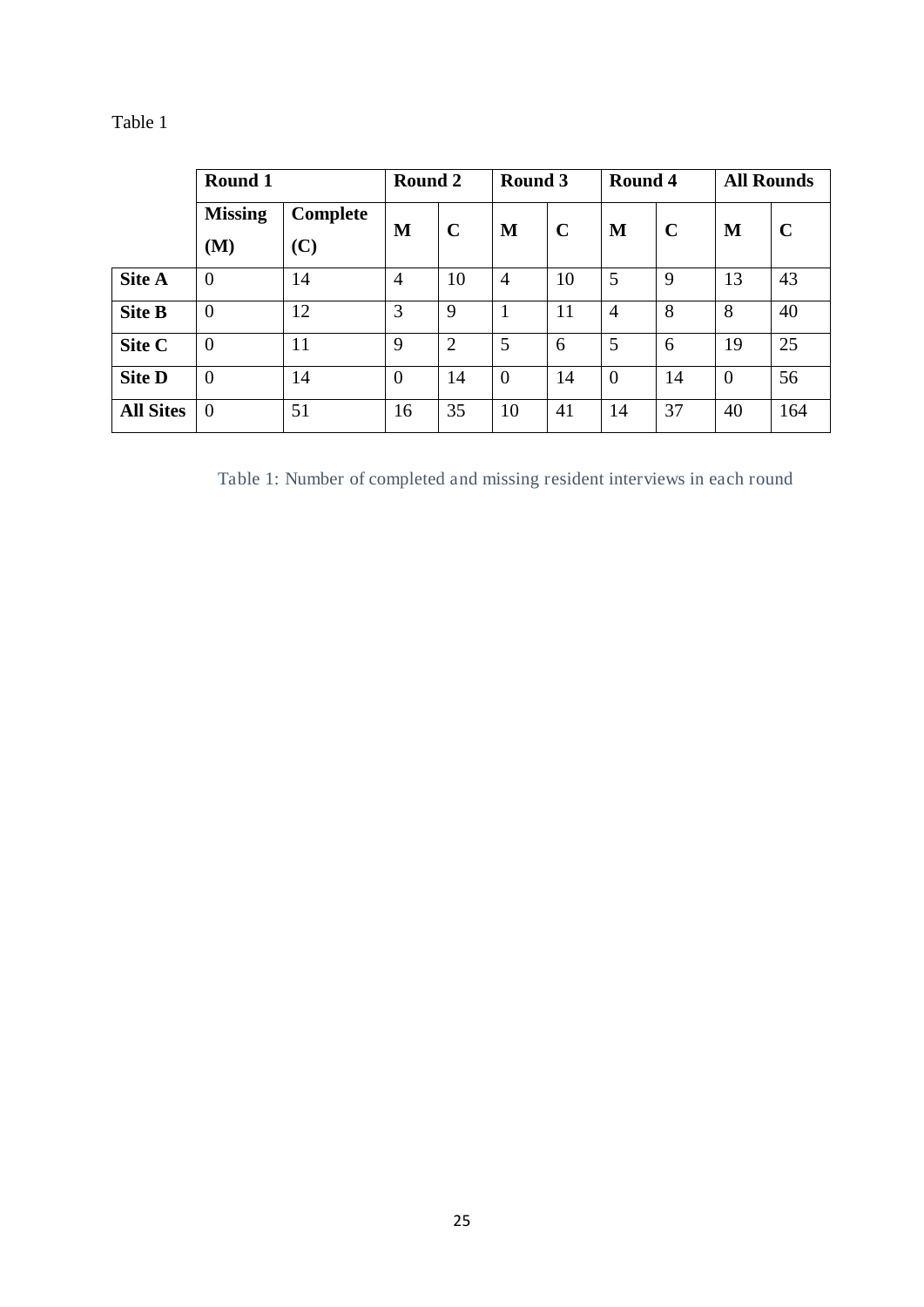Table 1

| | Round 1 | | Round 2 | | Round 3 | | Round 4 | | All Rounds | |
|---|---|---|---|---|---|---|---|---|---|---|
| | **Missing (M)** | **Complete (C)** | **M** | **C** | **M** | **C** | **M** | **C** | **M** | **C** |
| **Site A** | 0 | 14 | 4 | 10 | 4 | 10 | 5 | 9 | 13 | 43 |
| **Site B** | 0 | 12 | 3 | 9 | 1 | 11 | 4 | 8 | 8 | 40 |
| **Site C** | 0 | 11 | 9 | 2 | 5 | 6 | 5 | 6 | 19 | 25 |
| **Site D** | 0 | 14 | 0 | 14 | 0 | 14 | 0 | 14 | 0 | 56 |
| **All Sites** | 0 | 51 | 16 | 35 | 10 | 41 | 14 | 37 | 40 | 164 |

Table 1: Number of completed and missing resident interviews in each round